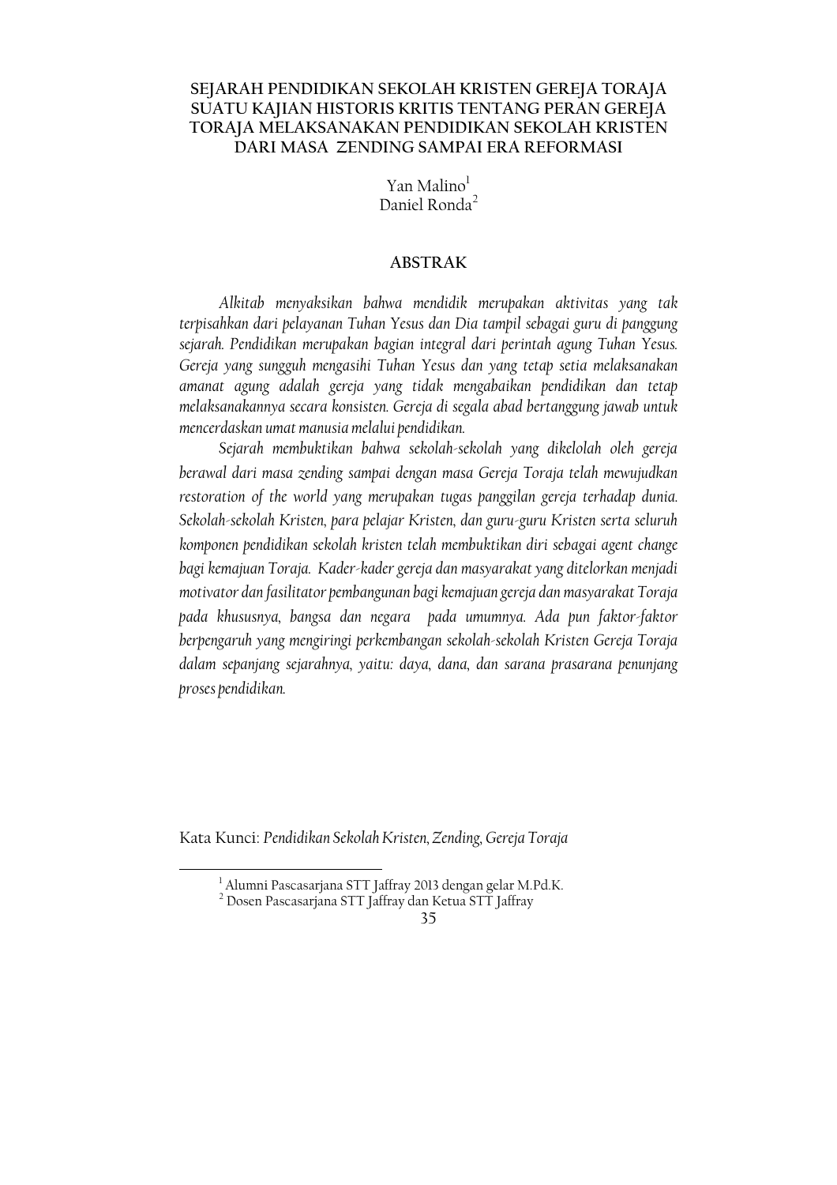# SEJARAH PENDIDIKAN SEKOLAH KRISTEN GEREJA TORAJA SUATU KAJIAN HISTORIS KRITIS TENTANG PERAN GEREJA TORAJA MELAKSANAKAN PENDIDIKAN SEKOLAH KRISTEN DARI MASA ZENDING SAMPAI ERA REFORMASI

Yan Malino[1]
Daniel Ronda[2]

## ABSTRAK

*Alkitab menyaksikan bahwa mendidik merupakan aktivitas yang tak terpisahkan dari pelayanan Tuhan Yesus dan Dia tampil sebagai guru di panggung sejarah. Pendidikan merupakan bagian integral dari perintah agung Tuhan Yesus. Gereja yang sungguh mengasihi Tuhan Yesus dan yang tetap setia melaksanakan amanat agung adalah gereja yang tidak mengabaikan pendidikan dan tetap melaksanakannya secara konsisten. Gereja di segala abad bertanggung jawab untuk mencerdaskan umat manusia melalui pendidikan.*

*Sejarah membuktikan bahwa sekolah-sekolah yang dikelolah oleh gereja berawal dari masa zending sampai dengan masa Gereja Toraja telah mewujudkan restoration of the world yang merupakan tugas panggilan gereja terhadap dunia. Sekolah-sekolah Kristen, para pelajar Kristen, dan guru-guru Kristen serta seluruh komponen pendidikan sekolah kristen telah membuktikan diri sebagai agent change bagi kemajuan Toraja. Kader-kader gereja dan masyarakat yang ditelorkan menjadi motivator dan fasilitator pembangunan bagi kemajuan gereja dan masyarakat Toraja pada khususnya, bangsa dan negara pada umumnya. Ada pun faktor-faktor berpengaruh yang mengiringi perkembangan sekolah-sekolah Kristen Gereja Toraja dalam sepanjang sejarahnya, yaitu: daya, dana, dan sarana prasarana penunjang proses pendidikan.*

Kata Kunci: *Pendidikan Sekolah Kristen, Zending, Gereja Toraja*

---

[1] Alumni Pascasarjana STT Jaffray 2013 dengan gelar M.Pd.K.
[2] Dosen Pascasarjana STT Jaffray dan Ketua STT Jaffray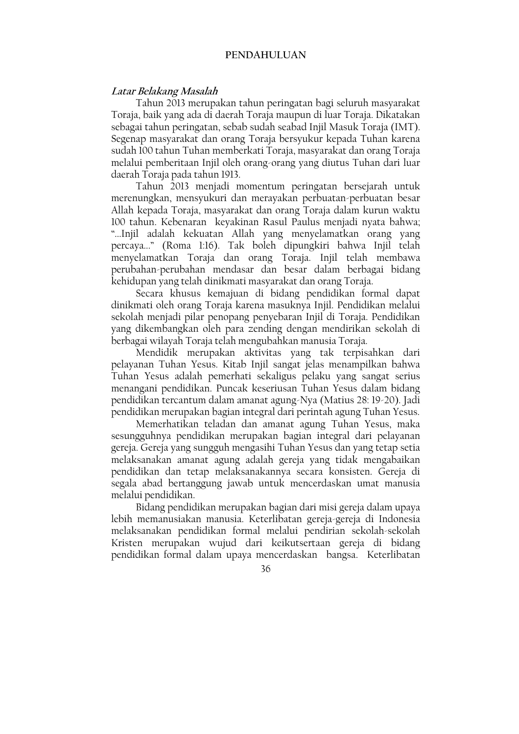# PENDAHULUAN

### *Latar Belakang Masalah*

Tahun 2013 merupakan tahun peringatan bagi seluruh masyarakat Toraja, baik yang ada di daerah Toraja maupun di luar Toraja. Dikatakan sebagai tahun peringatan, sebab sudah seabad Injil Masuk Toraja (IMT). Segenap masyarakat dan orang Toraja bersyukur kepada Tuhan karena sudah 100 tahun Tuhan memberkati Toraja, masyarakat dan orang Toraja melalui pemberitaan Injil oleh orang-orang yang diutus Tuhan dari luar daerah Toraja pada tahun 1913.

Tahun 2013 menjadi momentum peringatan bersejarah untuk merenungkan, mensyukuri dan merayakan perbuatan-perbuatan besar Allah kepada Toraja, masyarakat dan orang Toraja dalam kurun waktu 100 tahun. Kebenaran keyakinan Rasul Paulus menjadi nyata bahwa; "...Injil adalah kekuatan Allah yang menyelamatkan orang yang percaya..." (Roma 1:16). Tak boleh dipungkiri bahwa Injil telah menyelamatkan Toraja dan orang Toraja. Injil telah membawa perubahan-perubahan mendasar dan besar dalam berbagai bidang kehidupan yang telah dinikmati masyarakat dan orang Toraja.

Secara khusus kemajuan di bidang pendidikan formal dapat dinikmati oleh orang Toraja karena masuknya Injil. Pendidikan melalui sekolah menjadi pilar penopang penyebaran Injil di Toraja. Pendidikan yang dikembangkan oleh para zending dengan mendirikan sekolah di berbagai wilayah Toraja telah mengubahkan manusia Toraja.

Mendidik merupakan aktivitas yang tak terpisahkan dari pelayanan Tuhan Yesus. Kitab Injil sangat jelas menampilkan bahwa Tuhan Yesus adalah pemerhati sekaligus pelaku yang sangat serius menangani pendidikan. Puncak keseriusan Tuhan Yesus dalam bidang pendidikan tercantum dalam amanat agung-Nya (Matius 28: 19-20). Jadi pendidikan merupakan bagian integral dari perintah agung Tuhan Yesus.

Memerhatikan teladan dan amanat agung Tuhan Yesus, maka sesungguhnya pendidikan merupakan bagian integral dari pelayanan gereja. Gereja yang sungguh mengasihi Tuhan Yesus dan yang tetap setia melaksanakan amanat agung adalah gereja yang tidak mengabaikan pendidikan dan tetap melaksanakannya secara konsisten. Gereja di segala abad bertanggung jawab untuk mencerdaskan umat manusia melalui pendidikan.

Bidang pendidikan merupakan bagian dari misi gereja dalam upaya lebih memanusiakan manusia. Keterlibatan gereja-gereja di Indonesia melaksanakan pendidikan formal melalui pendirian sekolah-sekolah Kristen merupakan wujud dari keikutsertaan gereja di bidang pendidikan formal dalam upaya mencerdaskan bangsa. Keterlibatan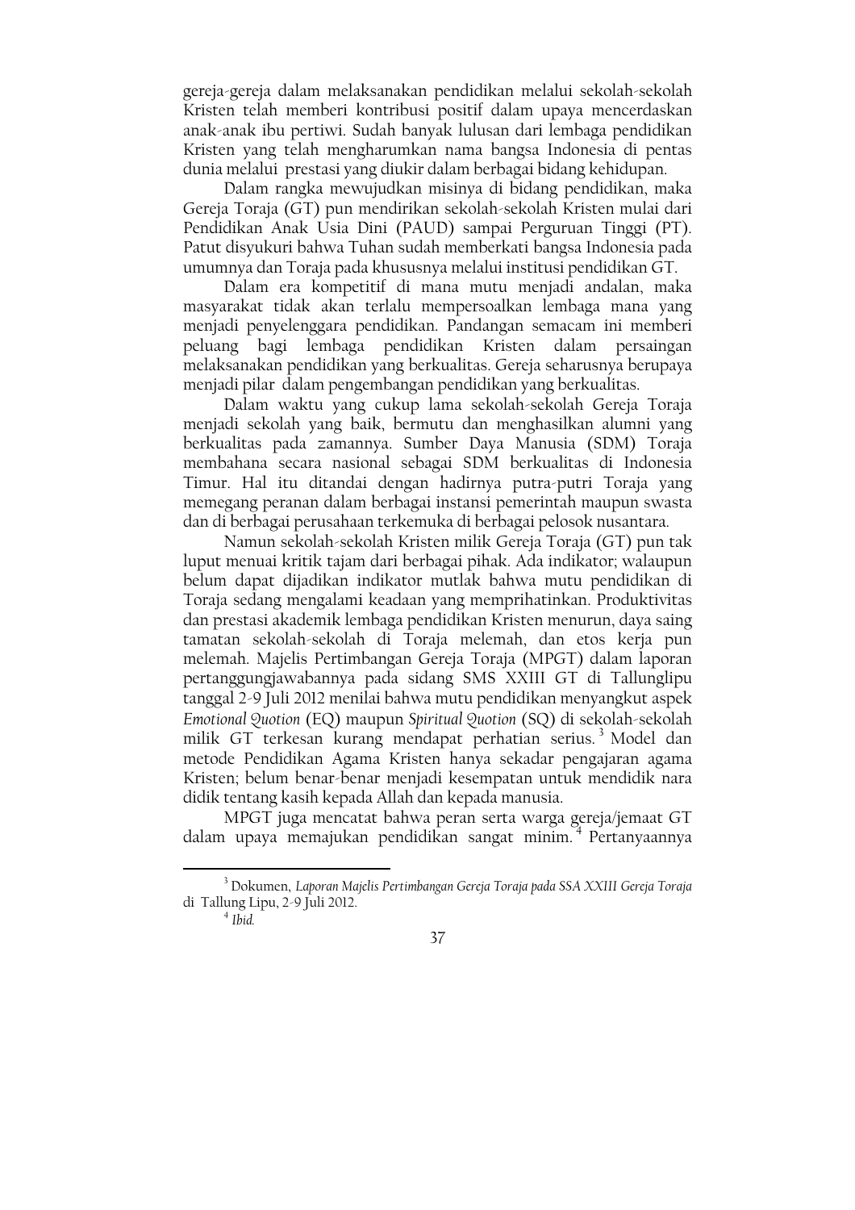gereja-gereja dalam melaksanakan pendidikan melalui sekolah-sekolah Kristen telah memberi kontribusi positif dalam upaya mencerdaskan anak-anak ibu pertiwi. Sudah banyak lulusan dari lembaga pendidikan Kristen yang telah mengharumkan nama bangsa Indonesia di pentas dunia melalui prestasi yang diukir dalam berbagai bidang kehidupan.

Dalam rangka mewujudkan misinya di bidang pendidikan, maka Gereja Toraja (GT) pun mendirikan sekolah-sekolah Kristen mulai dari Pendidikan Anak Usia Dini (PAUD) sampai Perguruan Tinggi (PT). Patut disyukuri bahwa Tuhan sudah memberkati bangsa Indonesia pada umumnya dan Toraja pada khususnya melalui institusi pendidikan GT.

Dalam era kompetitif di mana mutu menjadi andalan, maka masyarakat tidak akan terlalu mempersoalkan lembaga mana yang menjadi penyelenggara pendidikan. Pandangan semacam ini memberi peluang bagi lembaga pendidikan Kristen dalam persaingan melaksanakan pendidikan yang berkualitas. Gereja seharusnya berupaya menjadi pilar dalam pengembangan pendidikan yang berkualitas.

Dalam waktu yang cukup lama sekolah-sekolah Gereja Toraja menjadi sekolah yang baik, bermutu dan menghasilkan alumni yang berkualitas pada zamannya. Sumber Daya Manusia (SDM) Toraja membahana secara nasional sebagai SDM berkualitas di Indonesia Timur. Hal itu ditandai dengan hadirnya putra-putri Toraja yang memegang peranan dalam berbagai instansi pemerintah maupun swasta dan di berbagai perusahaan terkemuka di berbagai pelosok nusantara.

Namun sekolah-sekolah Kristen milik Gereja Toraja (GT) pun tak luput menuai kritik tajam dari berbagai pihak. Ada indikator; walaupun belum dapat dijadikan indikator mutlak bahwa mutu pendidikan di Toraja sedang mengalami keadaan yang memprihatinkan. Produktivitas dan prestasi akademik lembaga pendidikan Kristen menurun, daya saing tamatan sekolah-sekolah di Toraja melemah, dan etos kerja pun melemah. Majelis Pertimbangan Gereja Toraja (MPGT) dalam laporan pertanggungjawabannya pada sidang SMS XXIII GT di Tallunglipu tanggal 2-9 Juli 2012 menilai bahwa mutu pendidikan menyangkut aspek *Emotional Quotion* (EQ) maupun *Spiritual Quotion* (SQ) di sekolah-sekolah milik GT terkesan kurang mendapat perhatian serius.[3] Model dan metode Pendidikan Agama Kristen hanya sekadar pengajaran agama Kristen; belum benar-benar menjadi kesempatan untuk mendidik nara didik tentang kasih kepada Allah dan kepada manusia.

MPGT juga mencatat bahwa peran serta warga gereja/jemaat GT dalam upaya memajukan pendidikan sangat minim.[4] Pertanyaannya

---

[3] Dokumen, *Laporan Majelis Pertimbangan Gereja Toraja pada SSA XXIII Gereja Toraja* di Tallung Lipu, 2-9 Juli 2012.

[4] *Ibid.*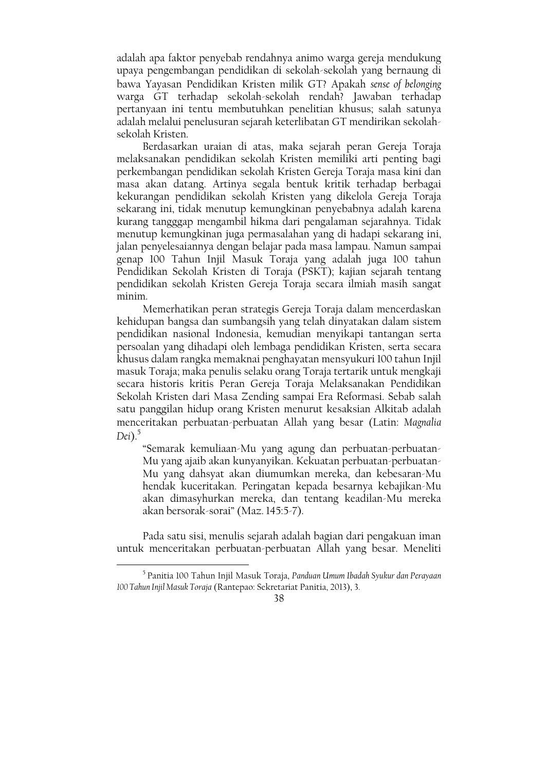adalah apa faktor penyebab rendahnya animo warga gereja mendukung upaya pengembangan pendidikan di sekolah-sekolah yang bernaung di bawa Yayasan Pendidikan Kristen milik GT? Apakah *sense of belonging* warga GT terhadap sekolah-sekolah rendah? Jawaban terhadap pertanyaan ini tentu membutuhkan penelitian khusus; salah satunya adalah melalui penelusuran sejarah keterlibatan GT mendirikan sekolah-sekolah Kristen.

Berdasarkan uraian di atas, maka sejarah peran Gereja Toraja melaksanakan pendidikan sekolah Kristen memiliki arti penting bagi perkembangan pendidikan sekolah Kristen Gereja Toraja masa kini dan masa akan datang. Artinya segala bentuk kritik terhadap berbagai kekurangan pendidikan sekolah Kristen yang dikelola Gereja Toraja sekarang ini, tidak menutup kemungkinan penyebabnya adalah karena kurang tangggap mengambil hikma dari pengalaman sejarahnya. Tidak menutup kemungkinan juga permasalahan yang di hadapi sekarang ini, jalan penyelesaiannya dengan belajar pada masa lampau. Namun sampai genap 100 Tahun Injil Masuk Toraja yang adalah juga 100 tahun Pendidikan Sekolah Kristen di Toraja (PSKT); kajian sejarah tentang pendidikan sekolah Kristen Gereja Toraja secara ilmiah masih sangat minim.

Memerhatikan peran strategis Gereja Toraja dalam mencerdaskan kehidupan bangsa dan sumbangsih yang telah dinyatakan dalam sistem pendidikan nasional Indonesia, kemudian menyikapi tantangan serta persoalan yang dihadapi oleh lembaga pendidikan Kristen, serta secara khusus dalam rangka memaknai penghayatan mensyukuri 100 tahun Injil masuk Toraja; maka penulis selaku orang Toraja tertarik untuk mengkaji secara historis kritis Peran Gereja Toraja Melaksanakan Pendidikan Sekolah Kristen dari Masa Zending sampai Era Reformasi. Sebab salah satu panggilan hidup orang Kristen menurut kesaksian Alkitab adalah menceritakan perbuatan-perbuatan Allah yang besar (Latin: *Magnalia Dei*).[5]

> "Semarak kemuliaan-Mu yang agung dan perbuatan-perbuatan-Mu yang ajaib akan kunyanyikan. Kekuatan perbuatan-perbuatan-Mu yang dahsyat akan diumumkan mereka, dan kebesaran-Mu hendak kuceritakan. Peringatan kepada besarnya kebajikan-Mu akan dimasyhurkan mereka, dan tentang keadilan-Mu mereka akan bersorak-sorai" (Maz. 145:5-7).

Pada satu sisi, menulis sejarah adalah bagian dari pengakuan iman untuk menceritakan perbuatan-perbuatan Allah yang besar. Meneliti

---

[5] Panitia 100 Tahun Injil Masuk Toraja, *Panduan Umum Ibadah Syukur dan Perayaan 100 Tahun Injil Masuk Toraja* (Rantepao: Sekretariat Panitia, 2013), 3.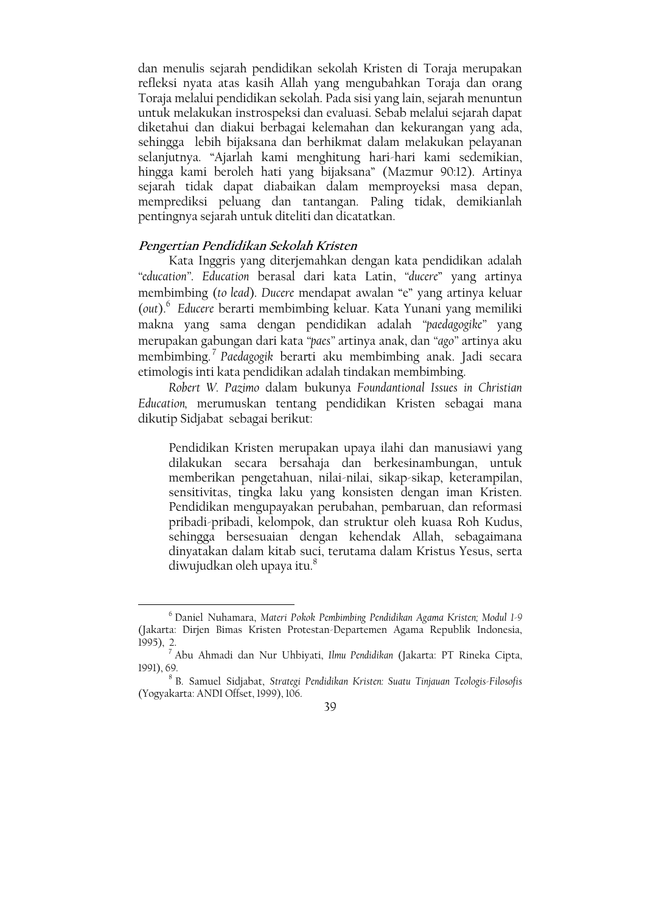dan menulis sejarah pendidikan sekolah Kristen di Toraja merupakan refleksi nyata atas kasih Allah yang mengubahkan Toraja dan orang Toraja melalui pendidikan sekolah. Pada sisi yang lain, sejarah menuntun untuk melakukan instrospeksi dan evaluasi. Sebab melalui sejarah dapat diketahui dan diakui berbagai kelemahan dan kekurangan yang ada, sehingga lebih bijaksana dan berhikmat dalam melakukan pelayanan selanjutnya. "Ajarlah kami menghitung hari-hari kami sedemikian, hingga kami beroleh hati yang bijaksana" (Mazmur 90:12). Artinya sejarah tidak dapat diabaikan dalam memproyeksi masa depan, memprediksi peluang dan tantangan. Paling tidak, demikianlah pentingnya sejarah untuk diteliti dan dicatatkan.

### *Pengertian Pendidikan Sekolah Kristen*

Kata Inggris yang diterjemahkan dengan kata pendidikan adalah "*education*". *Education* berasal dari kata Latin, "*ducere*" yang artinya membimbing (*to lead*). *Ducere* mendapat awalan "e" yang artinya keluar (*out*).[6] *Educere* berarti membimbing keluar. Kata Yunani yang memiliki makna yang sama dengan pendidikan adalah "*paedagogike*" yang merupakan gabungan dari kata "*paes*" artinya anak, dan "*ago*" artinya aku membimbing.[7] *Paedagogik* berarti aku membimbing anak. Jadi secara etimologis inti kata pendidikan adalah tindakan membimbing.

*Robert W. Pazimo* dalam bukunya *Foundantional Issues in Christian Education*, merumuskan tentang pendidikan Kristen sebagai mana dikutip Sidjabat sebagai berikut:

> Pendidikan Kristen merupakan upaya ilahi dan manusiawi yang dilakukan secara bersahaja dan berkesinambungan, untuk memberikan pengetahuan, nilai-nilai, sikap-sikap, keterampilan, sensitivitas, tingka laku yang konsisten dengan iman Kristen. Pendidikan mengupayakan perubahan, pembaruan, dan reformasi pribadi-pribadi, kelompok, dan struktur oleh kuasa Roh Kudus, sehingga bersesuaian dengan kehendak Allah, sebagaimana dinyatakan dalam kitab suci, terutama dalam Kristus Yesus, serta diwujudkan oleh upaya itu.[8]

---

[6] Daniel Nuhamara, *Materi Pokok Pembimbing Pendidikan Agama Kristen; Modul 1-9* (Jakarta: Dirjen Bimas Kristen Protestan-Departemen Agama Republik Indonesia, 1995), 2.

[7] Abu Ahmadi dan Nur Uhbiyati, *Ilmu Pendidikan* (Jakarta: PT Rineka Cipta, 1991), 69.

[8] B. Samuel Sidjabat, *Strategi Pendidikan Kristen: Suatu Tinjauan Teologis-Filosofis* (Yogyakarta: ANDI Offset, 1999), 106.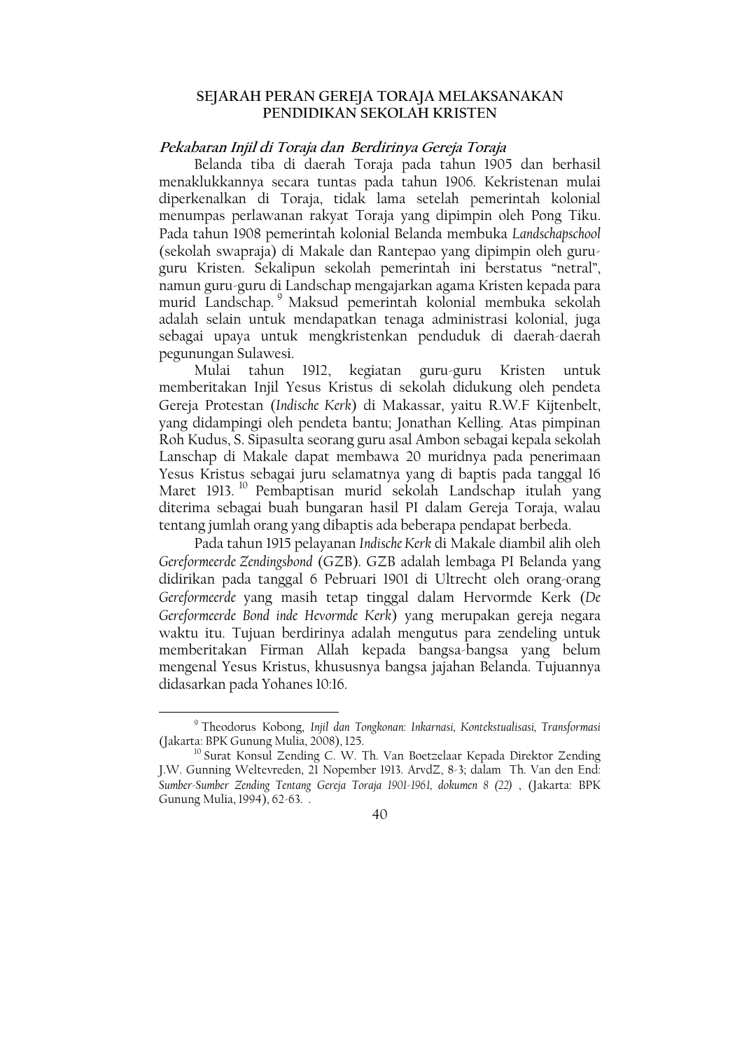## SEJARAH PERAN GEREJA TORAJA MELAKSANAKAN PENDIDIKAN SEKOLAH KRISTEN

### *Pekabaran Injil di Toraja dan Berdirinya Gereja Toraja*

Belanda tiba di daerah Toraja pada tahun 1905 dan berhasil menaklukkannya secara tuntas pada tahun 1906. Kekristenan mulai diperkenalkan di Toraja, tidak lama setelah pemerintah kolonial menumpas perlawanan rakyat Toraja yang dipimpin oleh Pong Tiku. Pada tahun 1908 pemerintah kolonial Belanda membuka *Landschapschool* (sekolah swapraja) di Makale dan Rantepao yang dipimpin oleh guru-guru Kristen. Sekalipun sekolah pemerintah ini berstatus "netral", namun guru-guru di Landschap mengajarkan agama Kristen kepada para murid Landschap.[9] Maksud pemerintah kolonial membuka sekolah adalah selain untuk mendapatkan tenaga administrasi kolonial, juga sebagai upaya untuk mengkristenkan penduduk di daerah-daerah pegunungan Sulawesi.

Mulai tahun 1912, kegiatan guru-guru Kristen untuk memberitakan Injil Yesus Kristus di sekolah didukung oleh pendeta Gereja Protestan (*Indische Kerk*) di Makassar, yaitu R.W.F Kijtenbelt, yang didampingi oleh pendeta bantu; Jonathan Kelling. Atas pimpinan Roh Kudus, S. Sipasulta seorang guru asal Ambon sebagai kepala sekolah Lanschap di Makale dapat membawa 20 muridnya pada penerimaan Yesus Kristus sebagai juru selamatnya yang di baptis pada tanggal 16 Maret 1913.[10] Pembaptisan murid sekolah Landschap itulah yang diterima sebagai buah bungaran hasil PI dalam Gereja Toraja, walau tentang jumlah orang yang dibaptis ada beberapa pendapat berbeda.

Pada tahun 1915 pelayanan *Indische Kerk* di Makale diambil alih oleh *Gereformeerde Zendingsbond* (GZB). GZB adalah lembaga PI Belanda yang didirikan pada tanggal 6 Pebruari 1901 di Ultrecht oleh orang-orang *Gereformeerde* yang masih tetap tinggal dalam Hervormde Kerk (*De Gereformeerde Bond inde Hevormde Kerk*) yang merupakan gereja negara waktu itu. Tujuan berdirinya adalah mengutus para zendeling untuk memberitakan Firman Allah kepada bangsa-bangsa yang belum mengenal Yesus Kristus, khususnya bangsa jajahan Belanda. Tujuannya didasarkan pada Yohanes 10:16.

---

[9] Theodorus Kobong, *Injil dan Tongkonan: Inkarnasi, Kontekstualisasi, Transformasi* (Jakarta: BPK Gunung Mulia, 2008), 125.

[10] Surat Konsul Zending C. W. Th. Van Boetzelaar Kepada Direktor Zending J.W. Gunning Weltevreden, 21 Nopember 1913. ArvdZ, 8-3; dalam Th. Van den End: *Sumber-Sumber Zending Tentang Gereja Toraja 1901-1961, dokumen 8 (22)* , (Jakarta: BPK Gunung Mulia, 1994), 62-63. .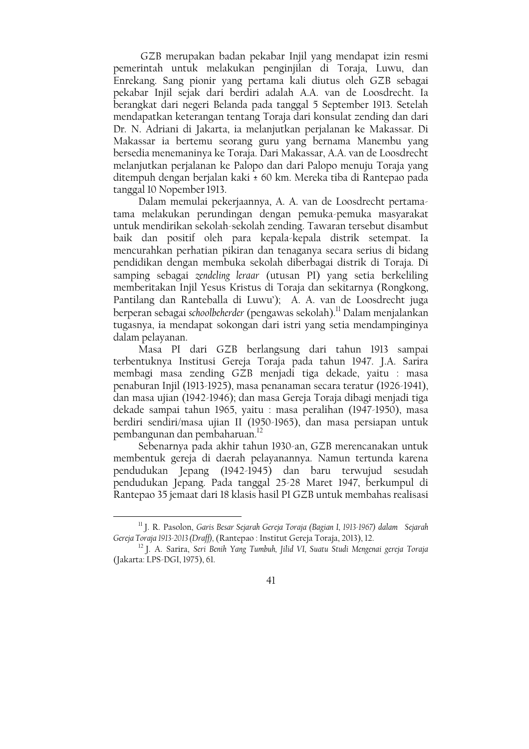GZB merupakan badan pekabar Injil yang mendapat izin resmi pemerintah untuk melakukan penginjilan di Toraja, Luwu, dan Enrekang. Sang pionir yang pertama kali diutus oleh GZB sebagai pekabar Injil sejak dari berdiri adalah A.A. van de Loosdrecht. Ia berangkat dari negeri Belanda pada tanggal 5 September 1913. Setelah mendapatkan keterangan tentang Toraja dari konsulat zending dan dari Dr. N. Adriani di Jakarta, ia melanjutkan perjalanan ke Makassar. Di Makassar ia bertemu seorang guru yang bernama Manembu yang bersedia menemaninya ke Toraja. Dari Makassar, A.A. van de Loosdrecht melanjutkan perjalanan ke Palopo dan dari Palopo menuju Toraja yang ditempuh dengan berjalan kaki ± 60 km. Mereka tiba di Rantepao pada tanggal 10 Nopember 1913.

Dalam memulai pekerjaannya, A. A. van de Loosdrecht pertama-tama melakukan perundingan dengan pemuka-pemuka masyarakat untuk mendirikan sekolah-sekolah zending. Tawaran tersebut disambut baik dan positif oleh para kepala-kepala distrik setempat. Ia mencurahkan perhatian pikiran dan tenaganya secara serius di bidang pendidikan dengan membuka sekolah diberbagai distrik di Toraja. Di samping sebagai *zendeling leraar* (utusan PI) yang setia berkeliling memberitakan Injil Yesus Kristus di Toraja dan sekitarnya (Rongkong, Pantilang dan Ranteballa di Luwu'); A. A. van de Loosdrecht juga berperan sebagai *schoolbeherder* (pengawas sekolah).[11] Dalam menjalankan tugasnya, ia mendapat sokongan dari istri yang setia mendampinginya dalam pelayanan.

Masa PI dari GZB berlangsung dari tahun 1913 sampai terbentuknya Institusi Gereja Toraja pada tahun 1947. J.A. Sarira membagi masa zending GZB menjadi tiga dekade, yaitu : masa penaburan Injil (1913-1925), masa penanaman secara teratur (1926-1941), dan masa ujian (1942-1946); dan masa Gereja Toraja dibagi menjadi tiga dekade sampai tahun 1965, yaitu : masa peralihan (1947-1950), masa berdiri sendiri/masa ujian II (1950-1965), dan masa persiapan untuk pembangunan dan pembaharuan.[12]

Sebenarnya pada akhir tahun 1930-an, GZB merencanakan untuk membentuk gereja di daerah pelayanannya. Namun tertunda karena pendudukan Jepang (1942-1945) dan baru terwujud sesudah pendudukan Jepang. Pada tanggal 25-28 Maret 1947, berkumpul di Rantepao 35 jemaat dari 18 klasis hasil PI GZB untuk membahas realisasi

---

[11] J. R. Pasolon, *Garis Besar Sejarah Gereja Toraja (Bagian I, 1913-1967) dalam Sejarah Gereja Toraja 1913-2013 (Draff)*, (Rantepao : Institut Gereja Toraja, 2013), 12.

[12] J. A. Sarira, *Seri Benih Yang Tumbuh, Jilid VI, Suatu Studi Mengenai gereja Toraja* (Jakarta: LPS-DGI, 1975), 61.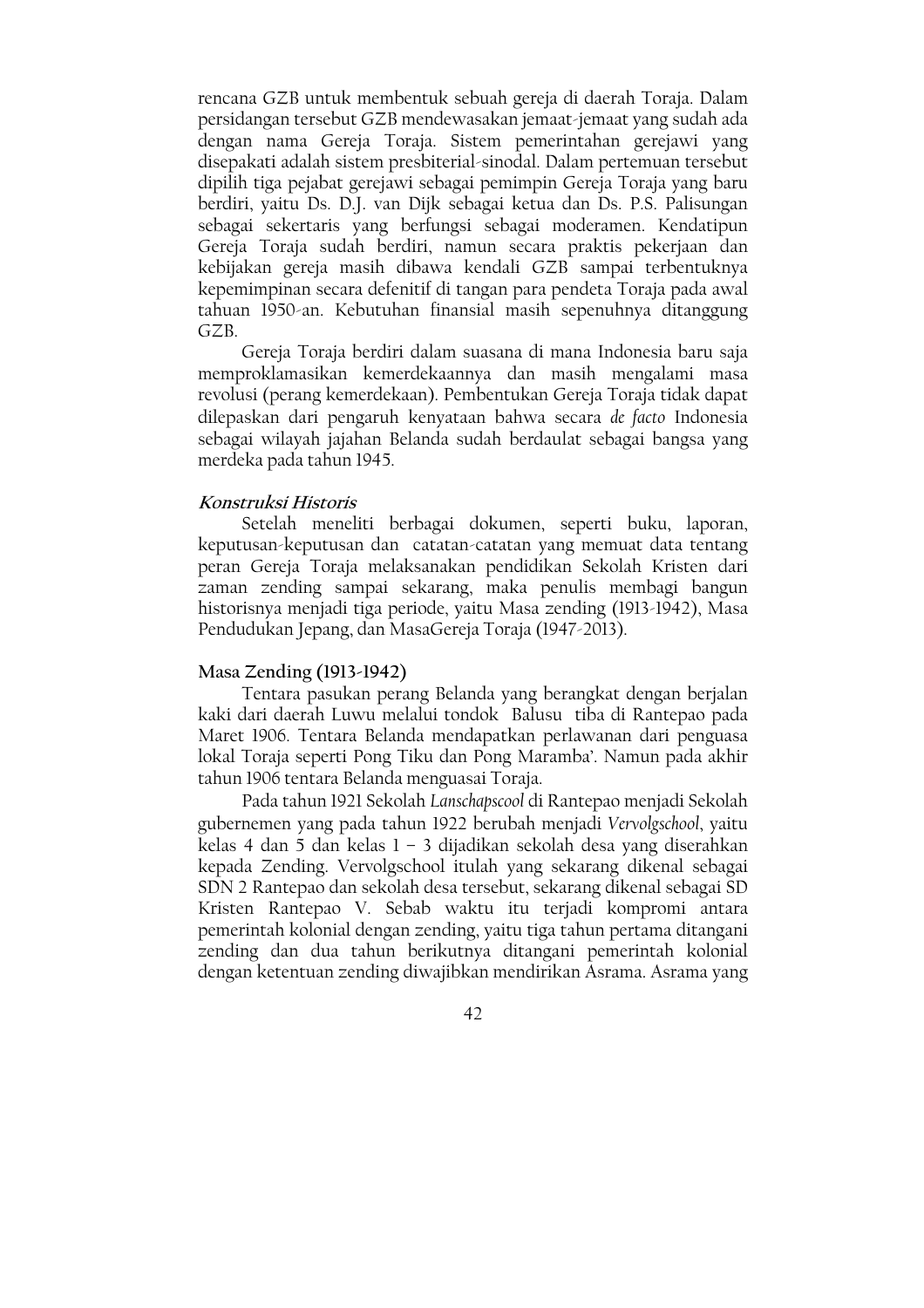rencana GZB untuk membentuk sebuah gereja di daerah Toraja. Dalam persidangan tersebut GZB mendewasakan jemaat-jemaat yang sudah ada dengan nama Gereja Toraja. Sistem pemerintahan gerejawi yang disepakati adalah sistem presbiterial-sinodal. Dalam pertemuan tersebut dipilih tiga pejabat gerejawi sebagai pemimpin Gereja Toraja yang baru berdiri, yaitu Ds. D.J. van Dijk sebagai ketua dan Ds. P.S. Palisungan sebagai sekertaris yang berfungsi sebagai moderamen. Kendatipun Gereja Toraja sudah berdiri, namun secara praktis pekerjaan dan kebijakan gereja masih dibawa kendali GZB sampai terbentuknya kepemimpinan secara defenitif di tangan para pendeta Toraja pada awal tahuan 1950-an. Kebutuhan finansial masih sepenuhnya ditanggung GZB.

Gereja Toraja berdiri dalam suasana di mana Indonesia baru saja memproklamasikan kemerdekaannya dan masih mengalami masa revolusi (perang kemerdekaan). Pembentukan Gereja Toraja tidak dapat dilepaskan dari pengaruh kenyataan bahwa secara *de facto* Indonesia sebagai wilayah jajahan Belanda sudah berdaulat sebagai bangsa yang merdeka pada tahun 1945.

### *Konstruksi Historis*

Setelah meneliti berbagai dokumen, seperti buku, laporan, keputusan-keputusan dan catatan-catatan yang memuat data tentang peran Gereja Toraja melaksanakan pendidikan Sekolah Kristen dari zaman zending sampai sekarang, maka penulis membagi bangun historisnya menjadi tiga periode, yaitu Masa zending (1913-1942), Masa Pendudukan Jepang, dan MasaGereja Toraja (1947-2013).

### Masa Zending (1913-1942)

Tentara pasukan perang Belanda yang berangkat dengan berjalan kaki dari daerah Luwu melalui tondok Balusu tiba di Rantepao pada Maret 1906. Tentara Belanda mendapatkan perlawanan dari penguasa lokal Toraja seperti Pong Tiku dan Pong Maramba'. Namun pada akhir tahun 1906 tentara Belanda menguasai Toraja.

Pada tahun 1921 Sekolah *Lanschapscool* di Rantepao menjadi Sekolah gubernemen yang pada tahun 1922 berubah menjadi *Vervolgschool*, yaitu kelas 4 dan 5 dan kelas 1 – 3 dijadikan sekolah desa yang diserahkan kepada Zending. Vervolgschool itulah yang sekarang dikenal sebagai SDN 2 Rantepao dan sekolah desa tersebut, sekarang dikenal sebagai SD Kristen Rantepao V. Sebab waktu itu terjadi kompromi antara pemerintah kolonial dengan zending, yaitu tiga tahun pertama ditangani zending dan dua tahun berikutnya ditangani pemerintah kolonial dengan ketentuan zending diwajibkan mendirikan Asrama. Asrama yang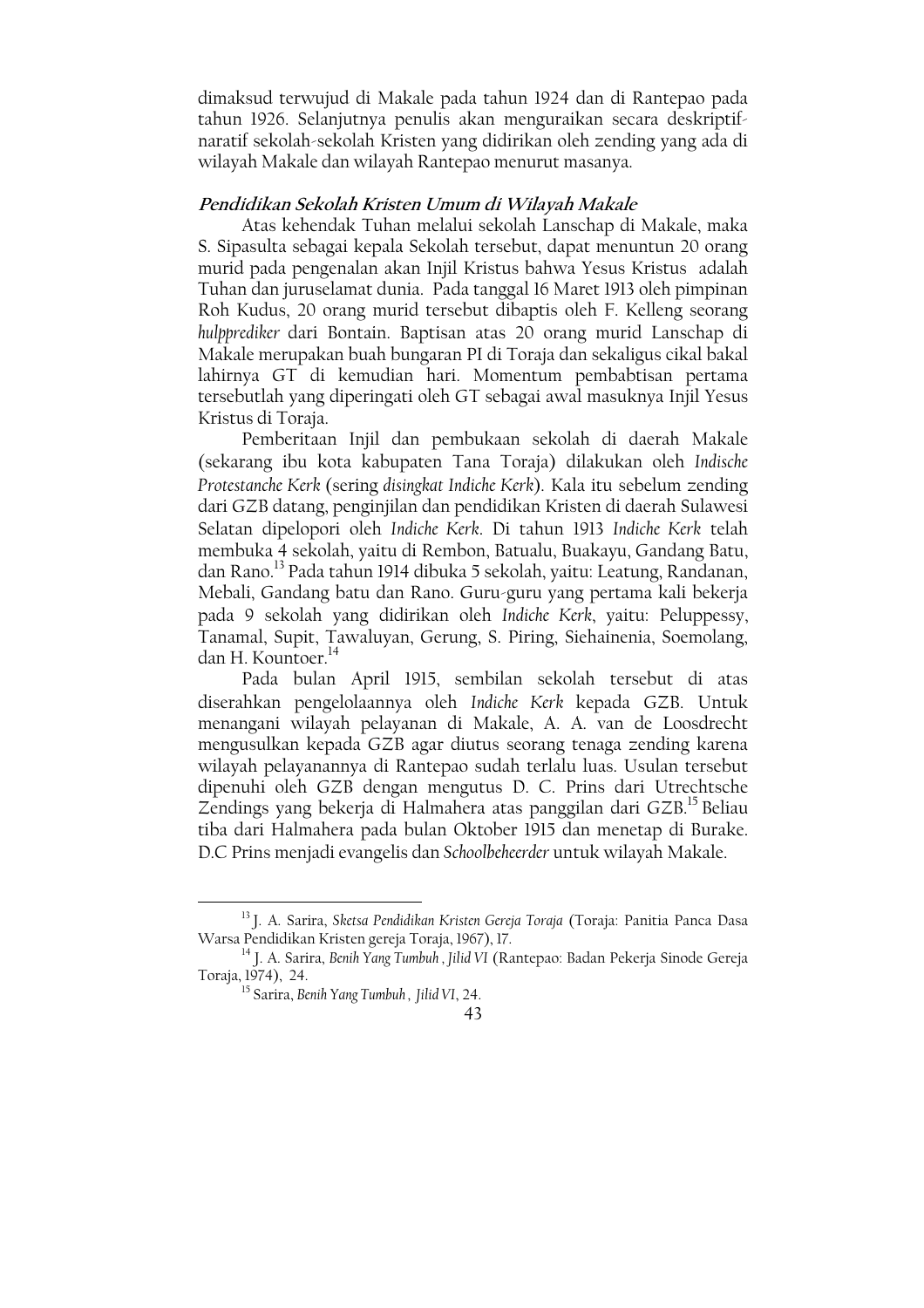dimaksud terwujud di Makale pada tahun 1924 dan di Rantepao pada tahun 1926. Selanjutnya penulis akan menguraikan secara deskriptif-naratif sekolah-sekolah Kristen yang didirikan oleh zending yang ada di wilayah Makale dan wilayah Rantepao menurut masanya.

### *Pendidikan Sekolah Kristen Umum di Wilayah Makale*

Atas kehendak Tuhan melalui sekolah Lanschap di Makale, maka S. Sipasulta sebagai kepala Sekolah tersebut, dapat menuntun 20 orang murid pada pengenalan akan Injil Kristus bahwa Yesus Kristus adalah Tuhan dan juruselamat dunia. Pada tanggal 16 Maret 1913 oleh pimpinan Roh Kudus, 20 orang murid tersebut dibaptis oleh F. Kelleng seorang *hulpprediker* dari Bontain. Baptisan atas 20 orang murid Lanschap di Makale merupakan buah bungaran PI di Toraja dan sekaligus cikal bakal lahirnya GT di kemudian hari. Momentum pembabtisan pertama tersebutlah yang diperingati oleh GT sebagai awal masuknya Injil Yesus Kristus di Toraja.

Pemberitaan Injil dan pembukaan sekolah di daerah Makale (sekarang ibu kota kabupaten Tana Toraja) dilakukan oleh *Indische Protestanche Kerk* (sering *disingkat Indiche Kerk*). Kala itu sebelum zending dari GZB datang, penginjilan dan pendidikan Kristen di daerah Sulawesi Selatan dipelopori oleh *Indiche Kerk*. Di tahun 1913 *Indiche Kerk* telah membuka 4 sekolah, yaitu di Rembon, Batualu, Buakayu, Gandang Batu, dan Rano.[13] Pada tahun 1914 dibuka 5 sekolah, yaitu: Leatung, Randanan, Mebali, Gandang batu dan Rano. Guru-guru yang pertama kali bekerja pada 9 sekolah yang didirikan oleh *Indiche Kerk*, yaitu: Peluppessy, Tanamal, Supit, Tawaluyan, Gerung, S. Piring, Siehainenia, Soemolang, dan H. Kountoer.[14]

Pada bulan April 1915, sembilan sekolah tersebut di atas diserahkan pengelolaannya oleh *Indiche Kerk* kepada GZB. Untuk menangani wilayah pelayanan di Makale, A. A. van de Loosdrecht mengusulkan kepada GZB agar diutus seorang tenaga zending karena wilayah pelayanannya di Rantepao sudah terlalu luas. Usulan tersebut dipenuhi oleh GZB dengan mengutus D. C. Prins dari Utrechtsche Zendings yang bekerja di Halmahera atas panggilan dari GZB.[15] Beliau tiba dari Halmahera pada bulan Oktober 1915 dan menetap di Burake. D.C Prins menjadi evangelis dan *Schoolbeheerder* untuk wilayah Makale.

---

[13] J. A. Sarira, *Sketsa Pendidikan Kristen Gereja Toraja* (Toraja: Panitia Panca Dasa Warsa Pendidikan Kristen gereja Toraja, 1967), 17.

[14] J. A. Sarira, *Benih Yang Tumbuh , Jilid VI* (Rantepao: Badan Pekerja Sinode Gereja Toraja, 1974), 24.

[15] Sarira, *Benih Yang Tumbuh , Jilid VI*, 24.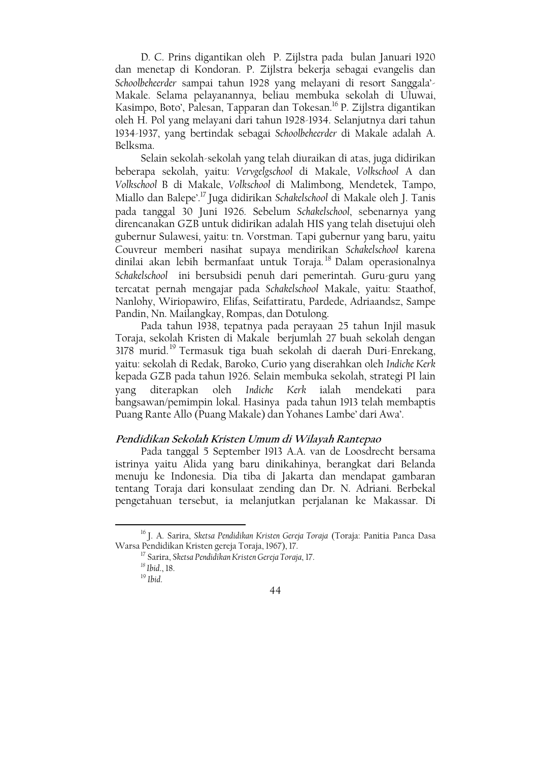D. C. Prins digantikan oleh P. Zijlstra pada bulan Januari 1920 dan menetap di Kondoran. P. Zijlstra bekerja sebagai evangelis dan *Schoolbeheerder* sampai tahun 1928 yang melayani di resort Sanggala'-Makale. Selama pelayanannya, beliau membuka sekolah di Uluwai, Kasimpo, Boto', Palesan, Tapparan dan Tokesan.[16] P. Zijlstra digantikan oleh H. Pol yang melayani dari tahun 1928-1934. Selanjutnya dari tahun 1934-1937, yang bertindak sebagai *Schoolbeheerder* di Makale adalah A. Belksma.

Selain sekolah-sekolah yang telah diuraikan di atas, juga didirikan beberapa sekolah, yaitu: *Vervgelgschool* di Makale, *Volkschool* A dan *Volkschool* B di Makale, *Volkschool* di Malimbong, Mendetek, Tampo, Miallo dan Balepe'.[17] Juga didirikan *Schakelschool* di Makale oleh J. Tanis pada tanggal 30 Juni 1926. Sebelum *Schakelschool*, sebenarnya yang direncanakan GZB untuk didirikan adalah HIS yang telah disetujui oleh gubernur Sulawesi, yaitu: tn. Vorstman. Tapi gubernur yang baru, yaitu Couvreur memberi nasihat supaya mendirikan *Schakelschool* karena dinilai akan lebih bermanfaat untuk Toraja.[18] Dalam operasionalnya *Schakelschool* ini bersubsidi penuh dari pemerintah. Guru-guru yang tercatat pernah mengajar pada *Schakelschool* Makale, yaitu: Staathof, Nanlohy, Wiriopawiro, Elifas, Seifattiratu, Pardede, Adriaandsz, Sampe Pandin, Nn. Mailangkay, Rompas, dan Dotulong.

Pada tahun 1938, tepatnya pada perayaan 25 tahun Injil masuk Toraja, sekolah Kristen di Makale berjumlah 27 buah sekolah dengan 3178 murid.[19] Termasuk tiga buah sekolah di daerah Duri-Enrekang, yaitu: sekolah di Redak, Baroko, Curio yang diserahkan oleh *Indiche Kerk* kepada GZB pada tahun 1926. Selain membuka sekolah, strategi PI lain yang diterapkan oleh *Indiche Kerk* ialah mendekati para bangsawan/pemimpin lokal. Hasinya pada tahun 1913 telah membaptis Puang Rante Allo (Puang Makale) dan Yohanes Lambe' dari Awa'.

### *Pendidikan Sekolah Kristen Umum di Wilayah Rantepao*

Pada tanggal 5 September 1913 A.A. van de Loosdrecht bersama istrinya yaitu Alida yang baru dinikahinya, berangkat dari Belanda menuju ke Indonesia. Dia tiba di Jakarta dan mendapat gambaran tentang Toraja dari konsulaat zending dan Dr. N. Adriani. Berbekal pengetahuan tersebut, ia melanjutkan perjalanan ke Makassar. Di

---

[16] J. A. Sarira, *Sketsa Pendidikan Kristen Gereja Toraja* (Toraja: Panitia Panca Dasa Warsa Pendidikan Kristen gereja Toraja, 1967), 17.

[17] Sarira, *Sketsa Pendidikan Kristen Gereja Toraja*, 17.

[18] *Ibid.*, 18.

[19] *Ibid.*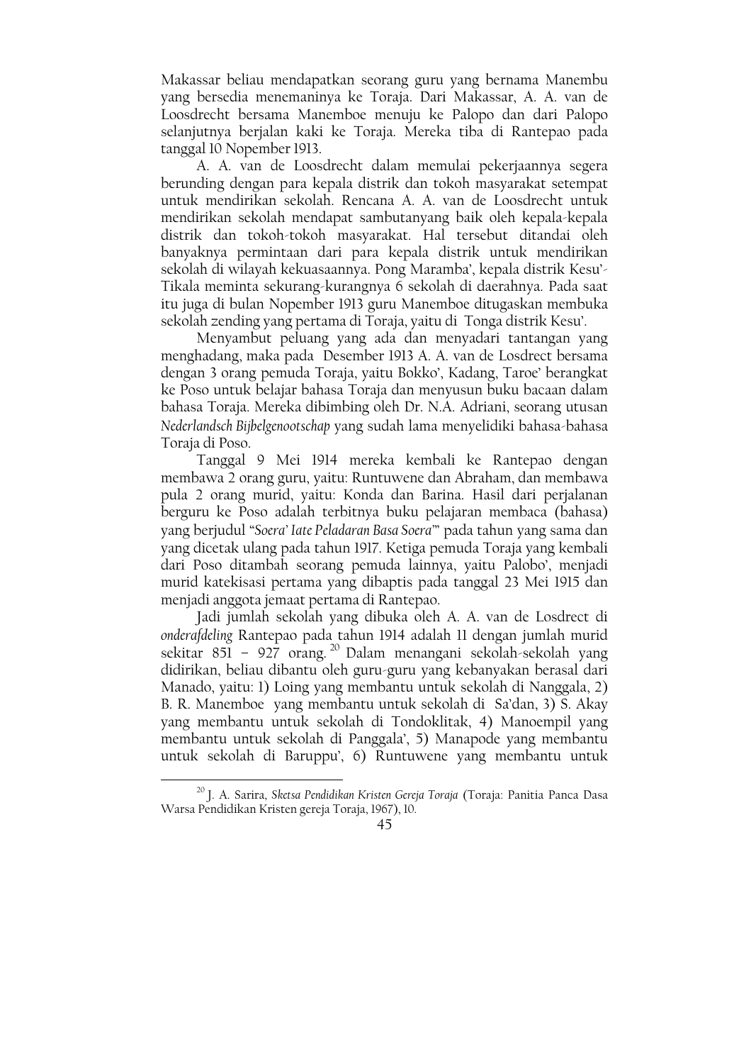Makassar beliau mendapatkan seorang guru yang bernama Manembu yang bersedia menemaninya ke Toraja. Dari Makassar, A. A. van de Loosdrecht bersama Manemboe menuju ke Palopo dan dari Palopo selanjutnya berjalan kaki ke Toraja. Mereka tiba di Rantepao pada tanggal 10 Nopember 1913.

A. A. van de Loosdrecht dalam memulai pekerjaannya segera berunding dengan para kepala distrik dan tokoh masyarakat setempat untuk mendirikan sekolah. Rencana A. A. van de Loosdrecht untuk mendirikan sekolah mendapat sambutanyang baik oleh kepala-kepala distrik dan tokoh-tokoh masyarakat. Hal tersebut ditandai oleh banyaknya permintaan dari para kepala distrik untuk mendirikan sekolah di wilayah kekuasaannya. Pong Maramba', kepala distrik Kesu'-Tikala meminta sekurang-kurangnya 6 sekolah di daerahnya. Pada saat itu juga di bulan Nopember 1913 guru Manemboe ditugaskan membuka sekolah zending yang pertama di Toraja, yaitu di Tonga distrik Kesu'.

Menyambut peluang yang ada dan menyadari tantangan yang menghadang, maka pada Desember 1913 A. A. van de Losdrect bersama dengan 3 orang pemuda Toraja, yaitu Bokko', Kadang, Taroe' berangkat ke Poso untuk belajar bahasa Toraja dan menyusun buku bacaan dalam bahasa Toraja. Mereka dibimbing oleh Dr. N.A. Adriani, seorang utusan *Nederlandsch Bijbelgenootschap* yang sudah lama menyelidiki bahasa-bahasa Toraja di Poso.

Tanggal 9 Mei 1914 mereka kembali ke Rantepao dengan membawa 2 orang guru, yaitu: Runtuwene dan Abraham, dan membawa pula 2 orang murid, yaitu: Konda dan Barina. Hasil dari perjalanan berguru ke Poso adalah terbitnya buku pelajaran membaca (bahasa) yang berjudul "*Soera' Iate Peladaran Basa Soera'*" pada tahun yang sama dan yang dicetak ulang pada tahun 1917. Ketiga pemuda Toraja yang kembali dari Poso ditambah seorang pemuda lainnya, yaitu Palobo', menjadi murid katekisasi pertama yang dibaptis pada tanggal 23 Mei 1915 dan menjadi anggota jemaat pertama di Rantepao.

Jadi jumlah sekolah yang dibuka oleh A. A. van de Losdrect di *onderafdeling* Rantepao pada tahun 1914 adalah 11 dengan jumlah murid sekitar 851 – 927 orang.[20] Dalam menangani sekolah-sekolah yang didirikan, beliau dibantu oleh guru-guru yang kebanyakan berasal dari Manado, yaitu: 1) Loing yang membantu untuk sekolah di Nanggala, 2) B. R. Manemboe yang membantu untuk sekolah di Sa'dan, 3) S. Akay yang membantu untuk sekolah di Tondoklitak, 4) Manoempil yang membantu untuk sekolah di Panggala', 5) Manapode yang membantu untuk sekolah di Baruppu', 6) Runtuwene yang membantu untuk

---

[20] J. A. Sarira, *Sketsa Pendidikan Kristen Gereja Toraja* (Toraja: Panitia Panca Dasa Warsa Pendidikan Kristen gereja Toraja, 1967), 10.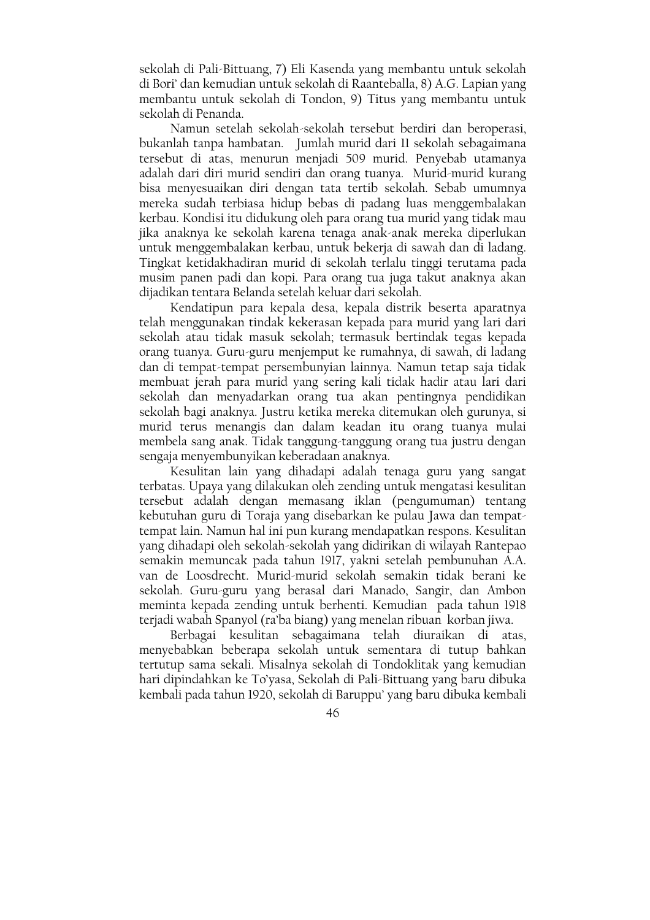sekolah di Pali-Bittuang, 7) Eli Kasenda yang membantu untuk sekolah di Bori' dan kemudian untuk sekolah di Raanteballa, 8) A.G. Lapian yang membantu untuk sekolah di Tondon, 9) Titus yang membantu untuk sekolah di Penanda.

Namun setelah sekolah-sekolah tersebut berdiri dan beroperasi, bukanlah tanpa hambatan. Jumlah murid dari 11 sekolah sebagaimana tersebut di atas, menurun menjadi 509 murid. Penyebab utamanya adalah dari diri murid sendiri dan orang tuanya. Murid-murid kurang bisa menyesuaikan diri dengan tata tertib sekolah. Sebab umumnya mereka sudah terbiasa hidup bebas di padang luas menggembalakan kerbau. Kondisi itu didukung oleh para orang tua murid yang tidak mau jika anaknya ke sekolah karena tenaga anak-anak mereka diperlukan untuk menggembalakan kerbau, untuk bekerja di sawah dan di ladang. Tingkat ketidakhadiran murid di sekolah terlalu tinggi terutama pada musim panen padi dan kopi. Para orang tua juga takut anaknya akan dijadikan tentara Belanda setelah keluar dari sekolah.

Kendatipun para kepala desa, kepala distrik beserta aparatnya telah menggunakan tindak kekerasan kepada para murid yang lari dari sekolah atau tidak masuk sekolah; termasuk bertindak tegas kepada orang tuanya. Guru-guru menjemput ke rumahnya, di sawah, di ladang dan di tempat-tempat persembunyian lainnya. Namun tetap saja tidak membuat jerah para murid yang sering kali tidak hadir atau lari dari sekolah dan menyadarkan orang tua akan pentingnya pendidikan sekolah bagi anaknya. Justru ketika mereka ditemukan oleh gurunya, si murid terus menangis dan dalam keadan itu orang tuanya mulai membela sang anak. Tidak tanggung-tanggung orang tua justru dengan sengaja menyembunyikan keberadaan anaknya.

Kesulitan lain yang dihadapi adalah tenaga guru yang sangat terbatas. Upaya yang dilakukan oleh zending untuk mengatasi kesulitan tersebut adalah dengan memasang iklan (pengumuman) tentang kebutuhan guru di Toraja yang disebarkan ke pulau Jawa dan tempat-tempat lain. Namun hal ini pun kurang mendapatkan respons. Kesulitan yang dihadapi oleh sekolah-sekolah yang didirikan di wilayah Rantepao semakin memuncak pada tahun 1917, yakni setelah pembunuhan A.A. van de Loosdrecht. Murid-murid sekolah semakin tidak berani ke sekolah. Guru-guru yang berasal dari Manado, Sangir, dan Ambon meminta kepada zending untuk berhenti. Kemudian pada tahun 1918 terjadi wabah Spanyol (ra'ba biang) yang menelan ribuan korban jiwa.

Berbagai kesulitan sebagaimana telah diuraikan di atas, menyebabkan beberapa sekolah untuk sementara di tutup bahkan tertutup sama sekali. Misalnya sekolah di Tondoklitak yang kemudian hari dipindahkan ke To'yasa, Sekolah di Pali-Bittuang yang baru dibuka kembali pada tahun 1920, sekolah di Baruppu' yang baru dibuka kembali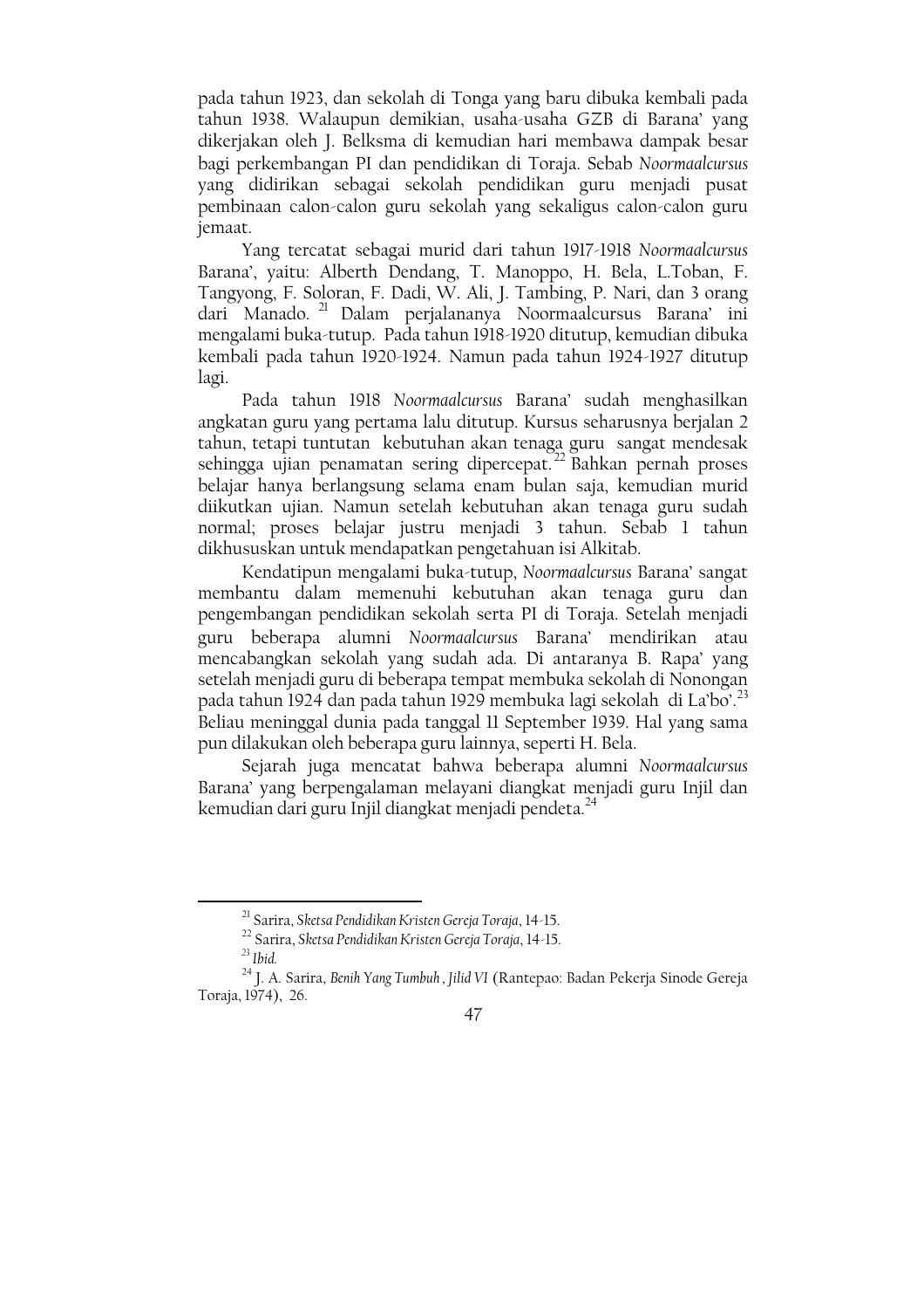pada tahun 1923, dan sekolah di Tonga yang baru dibuka kembali pada tahun 1938. Walaupun demikian, usaha-usaha GZB di Barana' yang dikerjakan oleh J. Belksma di kemudian hari membawa dampak besar bagi perkembangan PI dan pendidikan di Toraja. Sebab *Noormaalcursus* yang didirikan sebagai sekolah pendidikan guru menjadi pusat pembinaan calon-calon guru sekolah yang sekaligus calon-calon guru jemaat.

Yang tercatat sebagai murid dari tahun 1917-1918 *Noormaalcursus* Barana', yaitu: Alberth Dendang, T. Manoppo, H. Bela, L.Toban, F. Tangyong, F. Soloran, F. Dadi, W. Ali, J. Tambing, P. Nari, dan 3 orang dari Manado.[21] Dalam perjalananya Noormaalcursus Barana' ini mengalami buka-tutup. Pada tahun 1918-1920 ditutup, kemudian dibuka kembali pada tahun 1920-1924. Namun pada tahun 1924-1927 ditutup lagi.

Pada tahun 1918 *Noormaalcursus* Barana' sudah menghasilkan angkatan guru yang pertama lalu ditutup. Kursus seharusnya berjalan 2 tahun, tetapi tuntutan kebutuhan akan tenaga guru sangat mendesak sehingga ujian penamatan sering dipercepat.[22] Bahkan pernah proses belajar hanya berlangsung selama enam bulan saja, kemudian murid diikutkan ujian. Namun setelah kebutuhan akan tenaga guru sudah normal; proses belajar justru menjadi 3 tahun. Sebab 1 tahun dikhususkan untuk mendapatkan pengetahuan isi Alkitab.

Kendatipun mengalami buka-tutup, *Noormaalcursus* Barana' sangat membantu dalam memenuhi kebutuhan akan tenaga guru dan pengembangan pendidikan sekolah serta PI di Toraja. Setelah menjadi guru beberapa alumni *Noormaalcursus* Barana' mendirikan atau mencabangkan sekolah yang sudah ada. Di antaranya B. Rapa' yang setelah menjadi guru di beberapa tempat membuka sekolah di Nonongan pada tahun 1924 dan pada tahun 1929 membuka lagi sekolah di La'bo'.[23] Beliau meninggal dunia pada tanggal 11 September 1939. Hal yang sama pun dilakukan oleh beberapa guru lainnya, seperti H. Bela.

Sejarah juga mencatat bahwa beberapa alumni *Noormaalcursus* Barana' yang berpengalaman melayani diangkat menjadi guru Injil dan kemudian dari guru Injil diangkat menjadi pendeta.[24]

---

[21] Sarira, *Sketsa Pendidikan Kristen Gereja Toraja*, 14-15.

[22] Sarira, *Sketsa Pendidikan Kristen Gereja Toraja*, 14-15.

[23] *Ibid.*

[24] J. A. Sarira, *Benih Yang Tumbuh , Jilid VI* (Rantepao: Badan Pekerja Sinode Gereja Toraja, 1974), 26.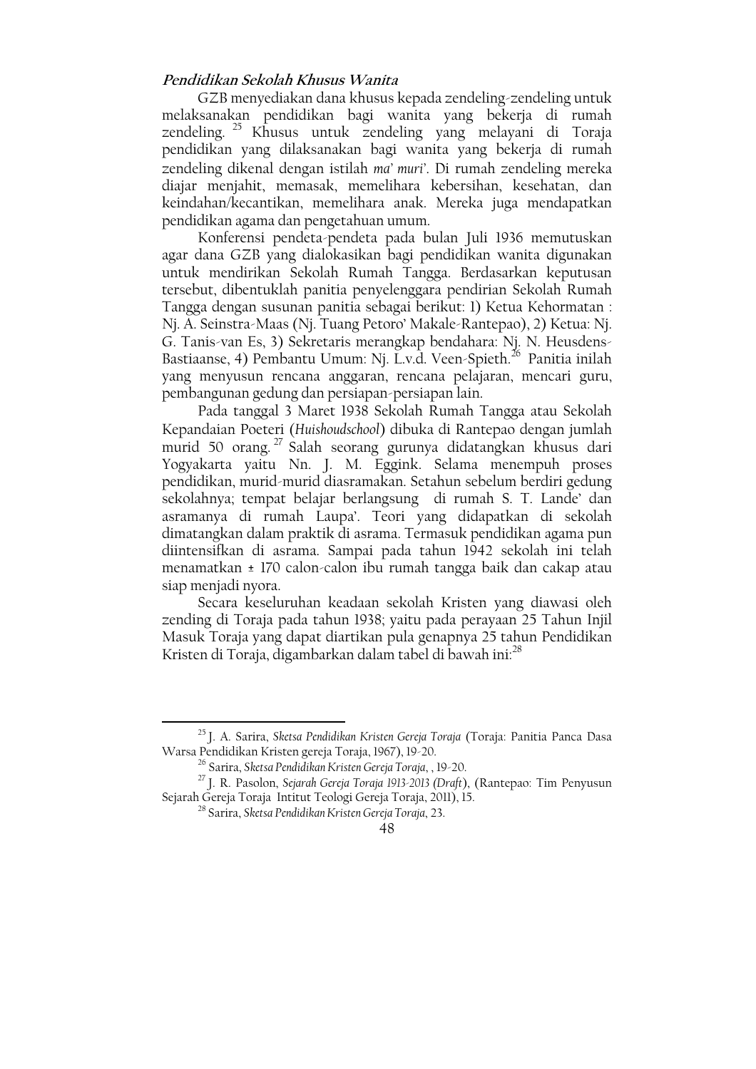### *Pendidikan Sekolah Khusus Wanita*

GZB menyediakan dana khusus kepada zendeling-zendeling untuk melaksanakan pendidikan bagi wanita yang bekerja di rumah zendeling. [25] Khusus untuk zendeling yang melayani di Toraja pendidikan yang dilaksanakan bagi wanita yang bekerja di rumah zendeling dikenal dengan istilah *ma' muri'*. Di rumah zendeling mereka diajar menjahit, memasak, memelihara kebersihan, kesehatan, dan keindahan/kecantikan, memelihara anak. Mereka juga mendapatkan pendidikan agama dan pengetahuan umum.

Konferensi pendeta-pendeta pada bulan Juli 1936 memutuskan agar dana GZB yang dialokasikan bagi pendidikan wanita digunakan untuk mendirikan Sekolah Rumah Tangga. Berdasarkan keputusan tersebut, dibentuklah panitia penyelenggara pendirian Sekolah Rumah Tangga dengan susunan panitia sebagai berikut: 1) Ketua Kehormatan : Nj. A. Seinstra-Maas (Nj. Tuang Petoro' Makale-Rantepao), 2) Ketua: Nj. G. Tanis-van Es, 3) Sekretaris merangkap bendahara: Nj. N. Heusdens-Bastiaanse, 4) Pembantu Umum: Nj. L.v.d. Veen-Spieth.[26] Panitia inilah yang menyusun rencana anggaran, rencana pelajaran, mencari guru, pembangunan gedung dan persiapan-persiapan lain.

Pada tanggal 3 Maret 1938 Sekolah Rumah Tangga atau Sekolah Kepandaian Poeteri (*Huishoudschool*) dibuka di Rantepao dengan jumlah murid 50 orang. [27] Salah seorang gurunya didatangkan khusus dari Yogyakarta yaitu Nn. J. M. Eggink. Selama menempuh proses pendidikan, murid-murid diasramakan. Setahun sebelum berdiri gedung sekolahnya; tempat belajar berlangsung di rumah S. T. Lande' dan asramanya di rumah Laupa'. Teori yang didapatkan di sekolah dimatangkan dalam praktik di asrama. Termasuk pendidikan agama pun diintensifkan di asrama. Sampai pada tahun 1942 sekolah ini telah menamatkan ± 170 calon-calon ibu rumah tangga baik dan cakap atau siap menjadi nyora.

Secara keseluruhan keadaan sekolah Kristen yang diawasi oleh zending di Toraja pada tahun 1938; yaitu pada perayaan 25 Tahun Injil Masuk Toraja yang dapat diartikan pula genapnya 25 tahun Pendidikan Kristen di Toraja, digambarkan dalam tabel di bawah ini:[28]

---

[25] J. A. Sarira, *Sketsa Pendidikan Kristen Gereja Toraja* (Toraja: Panitia Panca Dasa Warsa Pendidikan Kristen gereja Toraja, 1967), 19-20.

[26] Sarira, *Sketsa Pendidikan Kristen Gereja Toraja*, , 19-20.

[27] J. R. Pasolon, *Sejarah Gereja Toraja 1913-2013 (Draft)*, (Rantepao: Tim Penyusun Sejarah Gereja Toraja Intitut Teologi Gereja Toraja, 2011), 15.

[28] Sarira, *Sketsa Pendidikan Kristen Gereja Toraja*, 23.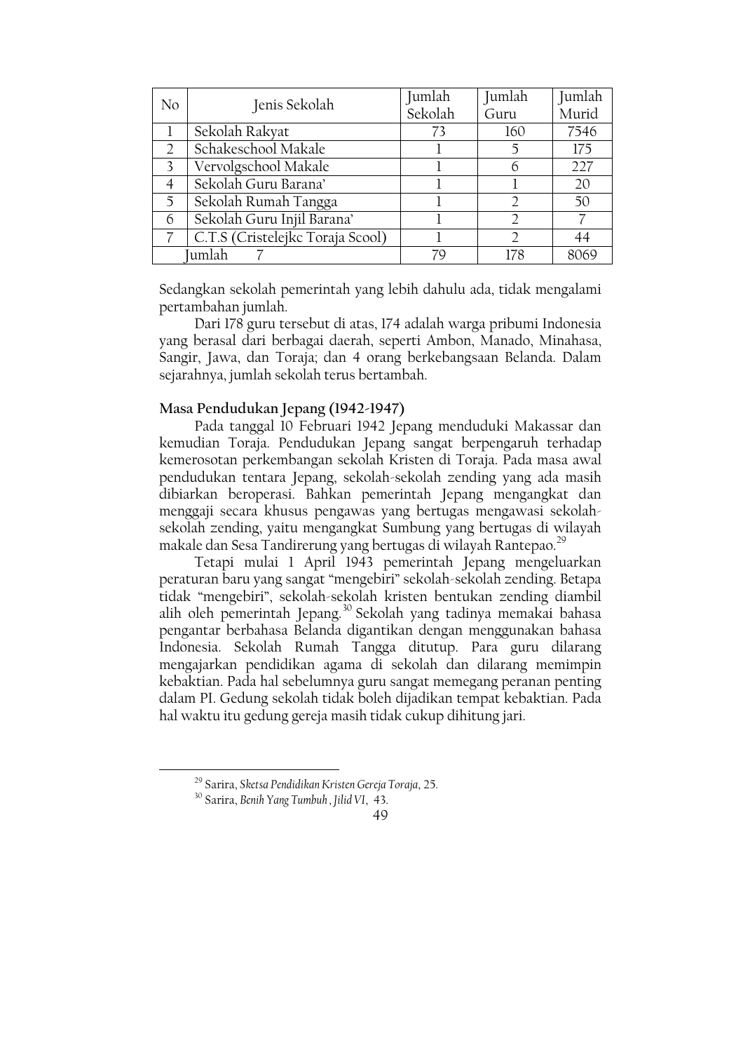| No | Jenis Sekolah | Jumlah Sekolah | Jumlah Guru | Jumlah Murid |
|---|---|---|---|---|
| 1 | Sekolah Rakyat | 73 | 160 | 7546 |
| 2 | Schakeschool Makale | 1 | 5 | 175 |
| 3 | Vervolgschool Makale | 1 | 6 | 227 |
| 4 | Sekolah Guru Barana' | 1 | 1 | 20 |
| 5 | Sekolah Rumah Tangga | 1 | 2 | 50 |
| 6 | Sekolah Guru Injil Barana' | 1 | 2 | 7 |
| 7 | C.T.S (Cristelejkc Toraja Scool) | 1 | 2 | 44 |
| Jumlah | 7 | 79 | 178 | 8069 |

Sedangkan sekolah pemerintah yang lebih dahulu ada, tidak mengalami pertambahan jumlah.

Dari 178 guru tersebut di atas, 174 adalah warga pribumi Indonesia yang berasal dari berbagai daerah, seperti Ambon, Manado, Minahasa, Sangir, Jawa, dan Toraja; dan 4 orang berkebangsaan Belanda. Dalam sejarahnya, jumlah sekolah terus bertambah.

**Masa Pendudukan Jepang (1942-1947)**

Pada tanggal 10 Februari 1942 Jepang menduduki Makassar dan kemudian Toraja. Pendudukan Jepang sangat berpengaruh terhadap kemerosotan perkembangan sekolah Kristen di Toraja. Pada masa awal pendudukan tentara Jepang, sekolah-sekolah zending yang ada masih dibiarkan beroperasi. Bahkan pemerintah Jepang mengangkat dan menggaji secara khusus pengawas yang bertugas mengawasi sekolah-sekolah zending, yaitu mengangkat Sumbung yang bertugas di wilayah makale dan Sesa Tandirerung yang bertugas di wilayah Rantepao.[29]

Tetapi mulai 1 April 1943 pemerintah Jepang mengeluarkan peraturan baru yang sangat "mengebiri" sekolah-sekolah zending. Betapa tidak "mengebiri", sekolah-sekolah kristen bentukan zending diambil alih oleh pemerintah Jepang.[30] Sekolah yang tadinya memakai bahasa pengantar berbahasa Belanda digantikan dengan menggunakan bahasa Indonesia. Sekolah Rumah Tangga ditutup. Para guru dilarang mengajarkan pendidikan agama di sekolah dan dilarang memimpin kebaktian. Pada hal sebelumnya guru sangat memegang peranan penting dalam PI. Gedung sekolah tidak boleh dijadikan tempat kebaktian. Pada hal waktu itu gedung gereja masih tidak cukup dihitung jari.

---

[29] Sarira, *Sketsa Pendidikan Kristen Gereja Toraja*, 25.

[30] Sarira, *Benih Yang Tumbuh , Jilid VI*, 43.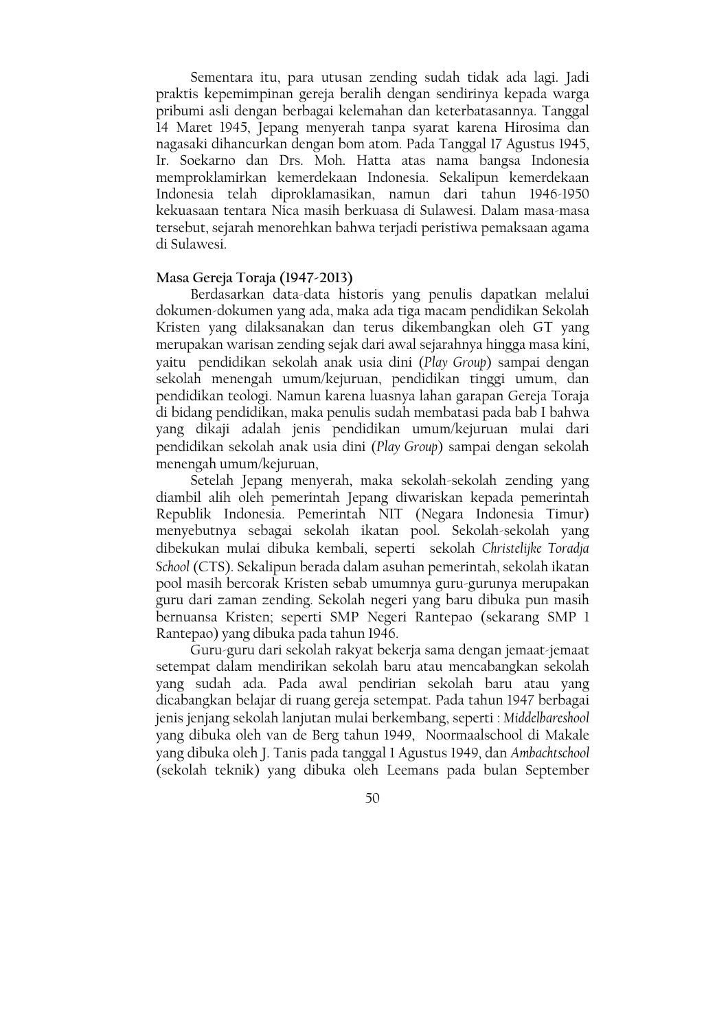Sementara itu, para utusan zending sudah tidak ada lagi. Jadi praktis kepemimpinan gereja beralih dengan sendirinya kepada warga pribumi asli dengan berbagai kelemahan dan keterbatasannya. Tanggal 14 Maret 1945, Jepang menyerah tanpa syarat karena Hirosima dan nagasaki dihancurkan dengan bom atom. Pada Tanggal 17 Agustus 1945, Ir. Soekarno dan Drs. Moh. Hatta atas nama bangsa Indonesia memproklamirkan kemerdekaan Indonesia. Sekalipun kemerdekaan Indonesia telah diproklamasikan, namun dari tahun 1946-1950 kekuasaan tentara Nica masih berkuasa di Sulawesi. Dalam masa-masa tersebut, sejarah menorehkan bahwa terjadi peristiwa pemaksaan agama di Sulawesi.

**Masa Gereja Toraja (1947-2013)**

Berdasarkan data-data historis yang penulis dapatkan melalui dokumen-dokumen yang ada, maka ada tiga macam pendidikan Sekolah Kristen yang dilaksanakan dan terus dikembangkan oleh GT yang merupakan warisan zending sejak dari awal sejarahnya hingga masa kini, yaitu pendidikan sekolah anak usia dini (*Play Group*) sampai dengan sekolah menengah umum/kejuruan, pendidikan tinggi umum, dan pendidikan teologi. Namun karena luasnya lahan garapan Gereja Toraja di bidang pendidikan, maka penulis sudah membatasi pada bab I bahwa yang dikaji adalah jenis pendidikan umum/kejuruan mulai dari pendidikan sekolah anak usia dini (*Play Group*) sampai dengan sekolah menengah umum/kejuruan,

Setelah Jepang menyerah, maka sekolah-sekolah zending yang diambil alih oleh pemerintah Jepang diwariskan kepada pemerintah Republik Indonesia. Pemerintah NIT (Negara Indonesia Timur) menyebutnya sebagai sekolah ikatan pool. Sekolah-sekolah yang dibekukan mulai dibuka kembali, seperti sekolah *Christelijke Toradja School* (CTS). Sekalipun berada dalam asuhan pemerintah, sekolah ikatan pool masih bercorak Kristen sebab umumnya guru-gurunya merupakan guru dari zaman zending. Sekolah negeri yang baru dibuka pun masih bernuansa Kristen; seperti SMP Negeri Rantepao (sekarang SMP 1 Rantepao) yang dibuka pada tahun 1946.

Guru-guru dari sekolah rakyat bekerja sama dengan jemaat-jemaat setempat dalam mendirikan sekolah baru atau mencabangkan sekolah yang sudah ada. Pada awal pendirian sekolah baru atau yang dicabangkan belajar di ruang gereja setempat. Pada tahun 1947 berbagai jenis jenjang sekolah lanjutan mulai berkembang, seperti : *Middelbareshool* yang dibuka oleh van de Berg tahun 1949, Noormaalschool di Makale yang dibuka oleh J. Tanis pada tanggal 1 Agustus 1949, dan *Ambachtschool* (sekolah teknik) yang dibuka oleh Leemans pada bulan September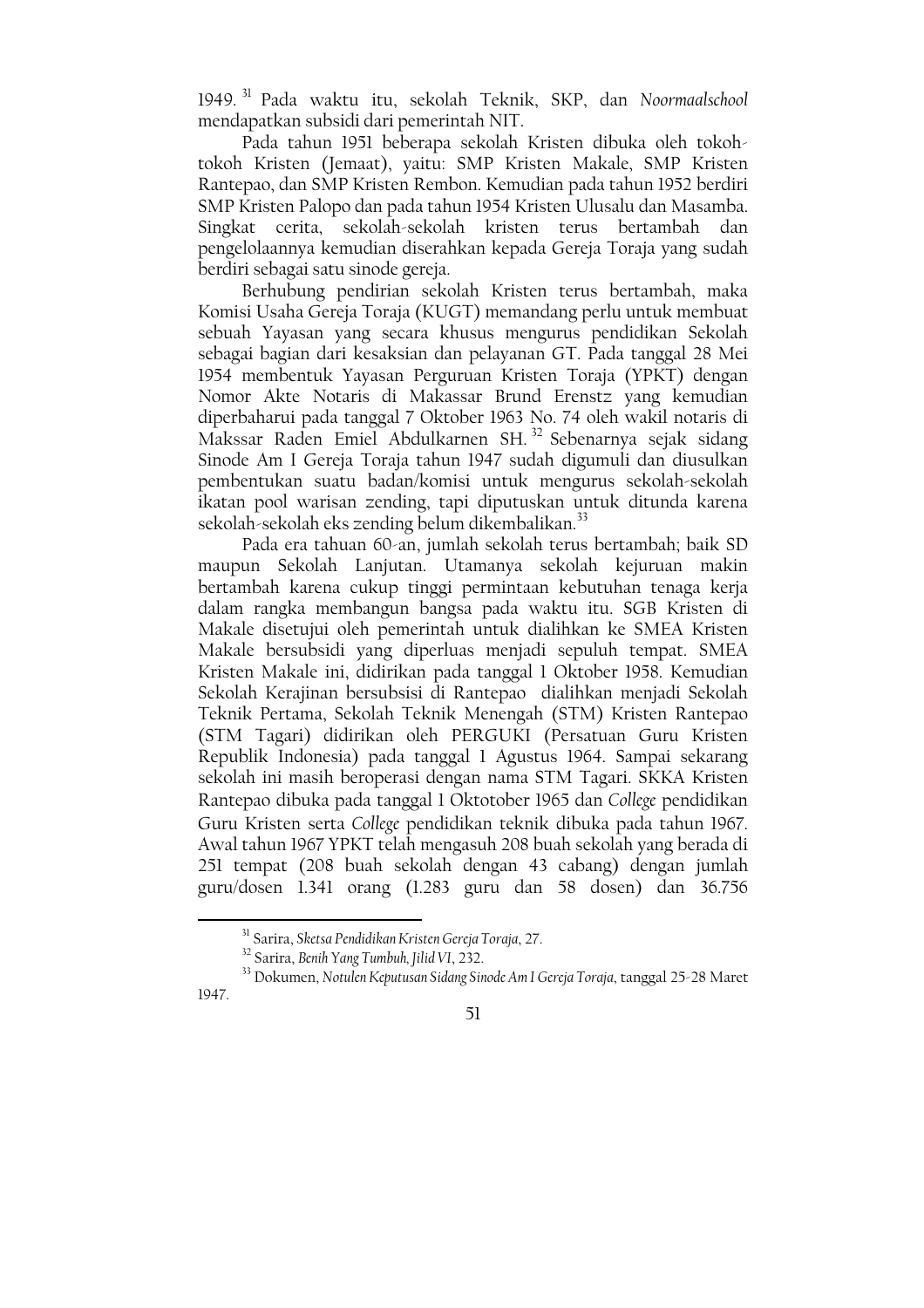1949.[31] Pada waktu itu, sekolah Teknik, SKP, dan *Noormaalschool* mendapatkan subsidi dari pemerintah NIT.

Pada tahun 1951 beberapa sekolah Kristen dibuka oleh tokoh-tokoh Kristen (Jemaat), yaitu: SMP Kristen Makale, SMP Kristen Rantepao, dan SMP Kristen Rembon. Kemudian pada tahun 1952 berdiri SMP Kristen Palopo dan pada tahun 1954 Kristen Ulusalu dan Masamba. Singkat cerita, sekolah-sekolah kristen terus bertambah dan pengelolaannya kemudian diserahkan kepada Gereja Toraja yang sudah berdiri sebagai satu sinode gereja.

Berhubung pendirian sekolah Kristen terus bertambah, maka Komisi Usaha Gereja Toraja (KUGT) memandang perlu untuk membuat sebuah Yayasan yang secara khusus mengurus pendidikan Sekolah sebagai bagian dari kesaksian dan pelayanan GT. Pada tanggal 28 Mei 1954 membentuk Yayasan Perguruan Kristen Toraja (YPKT) dengan Nomor Akte Notaris di Makassar Brund Erenstz yang kemudian diperbaharui pada tanggal 7 Oktober 1963 No. 74 oleh wakil notaris di Makssar Raden Emiel Abdulkarnen SH.[32] Sebenarnya sejak sidang Sinode Am I Gereja Toraja tahun 1947 sudah digumuli dan diusulkan pembentukan suatu badan/komisi untuk mengurus sekolah-sekolah ikatan pool warisan zending, tapi diputuskan untuk ditunda karena sekolah-sekolah eks zending belum dikembalikan.[33]

Pada era tahuan 60-an, jumlah sekolah terus bertambah; baik SD maupun Sekolah Lanjutan. Utamanya sekolah kejuruan makin bertambah karena cukup tinggi permintaan kebutuhan tenaga kerja dalam rangka membangun bangsa pada waktu itu. SGB Kristen di Makale disetujui oleh pemerintah untuk dialihkan ke SMEA Kristen Makale bersubsidi yang diperluas menjadi sepuluh tempat. SMEA Kristen Makale ini, didirikan pada tanggal 1 Oktober 1958. Kemudian Sekolah Kerajinan bersubsisi di Rantepao dialihkan menjadi Sekolah Teknik Pertama, Sekolah Teknik Menengah (STM) Kristen Rantepao (STM Tagari) didirikan oleh PERGUKI (Persatuan Guru Kristen Republik Indonesia) pada tanggal 1 Agustus 1964. Sampai sekarang sekolah ini masih beroperasi dengan nama STM Tagari. SKKA Kristen Rantepao dibuka pada tanggal 1 Oktotober 1965 dan *College* pendidikan Guru Kristen serta *College* pendidikan teknik dibuka pada tahun 1967. Awal tahun 1967 YPKT telah mengasuh 208 buah sekolah yang berada di 251 tempat (208 buah sekolah dengan 43 cabang) dengan jumlah guru/dosen 1.341 orang (1.283 guru dan 58 dosen) dan 36.756

---

[31] Sarira, *Sketsa Pendidikan Kristen Gereja Toraja*, 27.

[32] Sarira, *Benih Yang Tumbuh, Jilid VI*, 232.

[33] Dokumen, *Notulen Keputusan Sidang Sinode Am I Gereja Toraja*, tanggal 25-28 Maret 1947.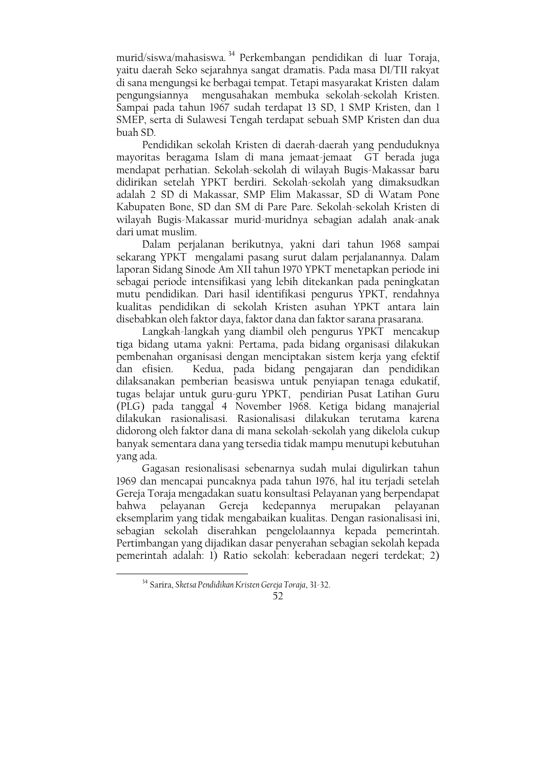murid/siswa/mahasiswa.[34] Perkembangan pendidikan di luar Toraja, yaitu daerah Seko sejarahnya sangat dramatis. Pada masa DI/TII rakyat di sana mengungsi ke berbagai tempat. Tetapi masyarakat Kristen dalam pengungsiannya mengusahakan membuka sekolah-sekolah Kristen. Sampai pada tahun 1967 sudah terdapat 13 SD, 1 SMP Kristen, dan 1 SMEP, serta di Sulawesi Tengah terdapat sebuah SMP Kristen dan dua buah SD.

Pendidikan sekolah Kristen di daerah-daerah yang penduduknya mayoritas beragama Islam di mana jemaat-jemaat GT berada juga mendapat perhatian. Sekolah-sekolah di wilayah Bugis-Makassar baru didirikan setelah YPKT berdiri. Sekolah-sekolah yang dimaksudkan adalah 2 SD di Makassar, SMP Elim Makassar, SD di Watam Pone Kabupaten Bone, SD dan SM di Pare Pare. Sekolah-sekolah Kristen di wilayah Bugis-Makassar murid-muridnya sebagian adalah anak-anak dari umat muslim.

Dalam perjalanan berikutnya, yakni dari tahun 1968 sampai sekarang YPKT mengalami pasang surut dalam perjalanannya. Dalam laporan Sidang Sinode Am XII tahun 1970 YPKT menetapkan periode ini sebagai periode intensifikasi yang lebih ditekankan pada peningkatan mutu pendidikan. Dari hasil identifikasi pengurus YPKT, rendahnya kualitas pendidikan di sekolah Kristen asuhan YPKT antara lain disebabkan oleh faktor daya, faktor dana dan faktor sarana prasarana.

Langkah-langkah yang diambil oleh pengurus YPKT mencakup tiga bidang utama yakni: Pertama, pada bidang organisasi dilakukan pembenahan organisasi dengan menciptakan sistem kerja yang efektif dan efisien. Kedua, pada bidang pengajaran dan pendidikan dilaksanakan pemberian beasiswa untuk penyiapan tenaga edukatif, tugas belajar untuk guru-guru YPKT, pendirian Pusat Latihan Guru (PLG) pada tanggal 4 November 1968. Ketiga bidang manajerial dilakukan rasionalisasi. Rasionalisasi dilakukan terutama karena didorong oleh faktor dana di mana sekolah-sekolah yang dikelola cukup banyak sementara dana yang tersedia tidak mampu menutupi kebutuhan yang ada.

Gagasan resionalisasi sebenarnya sudah mulai digulirkan tahun 1969 dan mencapai puncaknya pada tahun 1976, hal itu terjadi setelah Gereja Toraja mengadakan suatu konsultasi Pelayanan yang berpendapat bahwa pelayanan Gereja kedepannya merupakan pelayanan eksemplarim yang tidak mengabaikan kualitas. Dengan rasionalisasi ini, sebagian sekolah diserahkan pengelolaannya kepada pemerintah. Pertimbangan yang dijadikan dasar penyerahan sebagian sekolah kepada pemerintah adalah: 1) Ratio sekolah: keberadaan negeri terdekat; 2)

---

[34] Sarira, *Sketsa Pendidikan Kristen Gereja Toraja*, 31-32.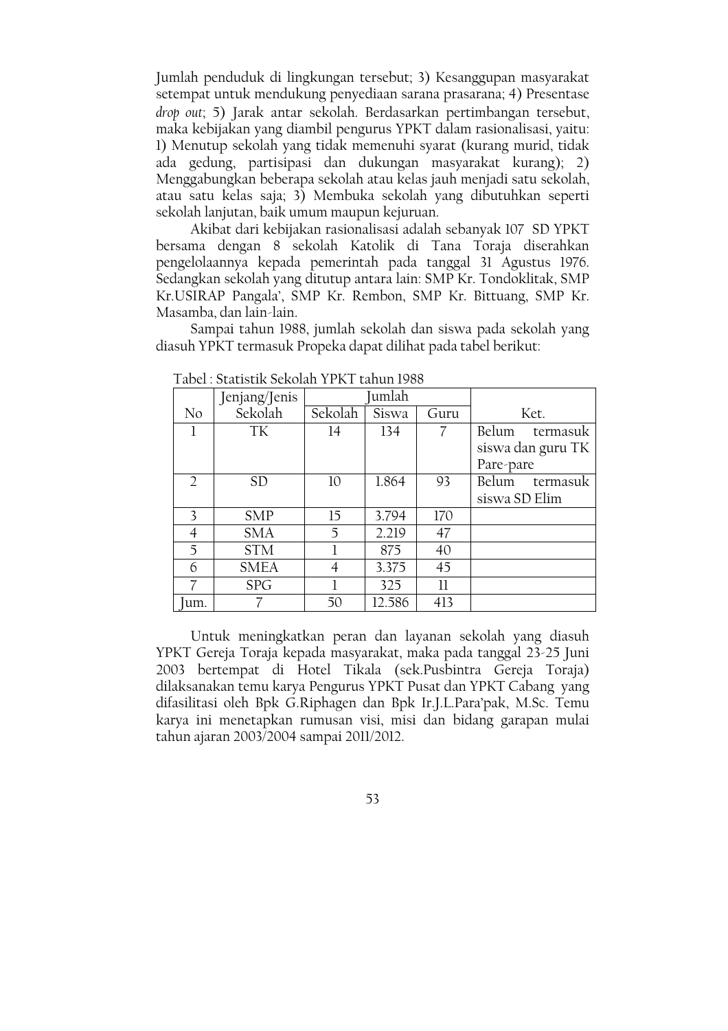Jumlah penduduk di lingkungan tersebut; 3) Kesanggupan masyarakat setempat untuk mendukung penyediaan sarana prasarana; 4) Presentase *drop out*; 5) Jarak antar sekolah. Berdasarkan pertimbangan tersebut, maka kebijakan yang diambil pengurus YPKT dalam rasionalisasi, yaitu: 1) Menutup sekolah yang tidak memenuhi syarat (kurang murid, tidak ada gedung, partisipasi dan dukungan masyarakat kurang); 2) Menggabungkan beberapa sekolah atau kelas jauh menjadi satu sekolah, atau satu kelas saja; 3) Membuka sekolah yang dibutuhkan seperti sekolah lanjutan, baik umum maupun kejuruan.

Akibat dari kebijakan rasionalisasi adalah sebanyak 107 SD YPKT bersama dengan 8 sekolah Katolik di Tana Toraja diserahkan pengelolaannya kepada pemerintah pada tanggal 31 Agustus 1976. Sedangkan sekolah yang ditutup antara lain: SMP Kr. Tondoklitak, SMP Kr.USIRAP Pangala', SMP Kr. Rembon, SMP Kr. Bittuang, SMP Kr. Masamba, dan lain-lain.

Sampai tahun 1988, jumlah sekolah dan siswa pada sekolah yang diasuh YPKT termasuk Propeka dapat dilihat pada tabel berikut:

Tabel : Statistik Sekolah YPKT tahun 1988

| No | Jenjang/Jenis Sekolah | Jumlah | | | Ket. |
|---|---|---|---|---|---|
| | | Sekolah | Siswa | Guru | |
| 1 | TK | 14 | 134 | 7 | Belum termasuk siswa dan guru TK Pare-pare |
| 2 | SD | 10 | 1.864 | 93 | Belum termasuk siswa SD Elim |
| 3 | SMP | 15 | 3.794 | 170 | |
| 4 | SMA | 5 | 2.219 | 47 | |
| 5 | STM | 1 | 875 | 40 | |
| 6 | SMEA | 4 | 3.375 | 45 | |
| 7 | SPG | 1 | 325 | 11 | |
| Jum. | 7 | 50 | 12.586 | 413 | |

Untuk meningkatkan peran dan layanan sekolah yang diasuh YPKT Gereja Toraja kepada masyarakat, maka pada tanggal 23-25 Juni 2003 bertempat di Hotel Tikala (sek.Pusbintra Gereja Toraja) dilaksanakan temu karya Pengurus YPKT Pusat dan YPKT Cabang yang difasilitasi oleh Bpk G.Riphagen dan Bpk Ir.J.L.Para'pak, M.Sc. Temu karya ini menetapkan rumusan visi, misi dan bidang garapan mulai tahun ajaran 2003/2004 sampai 2011/2012.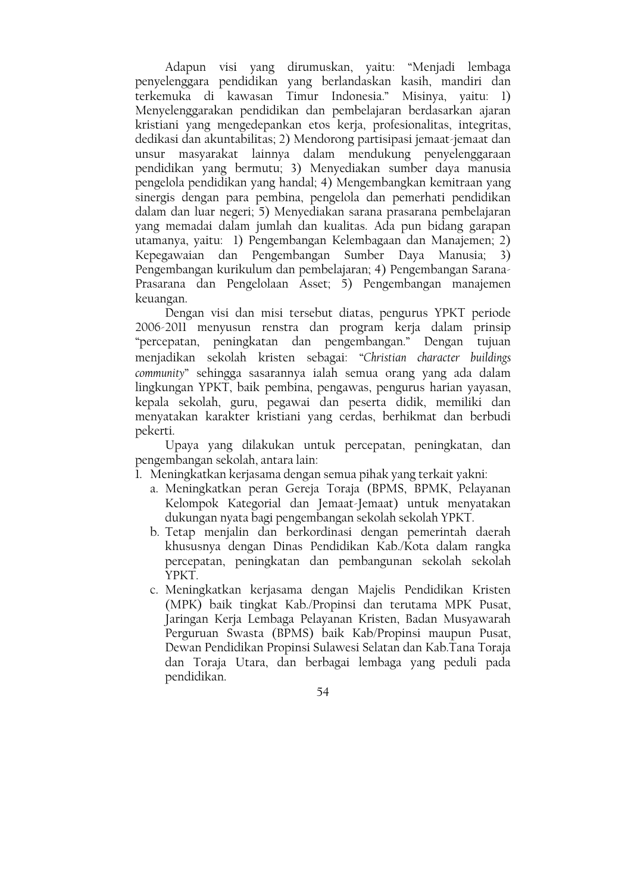Adapun visi yang dirumuskan, yaitu: "Menjadi lembaga penyelenggara pendidikan yang berlandaskan kasih, mandiri dan terkemuka di kawasan Timur Indonesia." Misinya, yaitu: 1) Menyelenggarakan pendidikan dan pembelajaran berdasarkan ajaran kristiani yang mengedepankan etos kerja, profesionalitas, integritas, dedikasi dan akuntabilitas; 2) Mendorong partisipasi jemaat-jemaat dan unsur masyarakat lainnya dalam mendukung penyelenggaraan pendidikan yang bermutu; 3) Menyediakan sumber daya manusia pengelola pendidikan yang handal; 4) Mengembangkan kemitraan yang sinergis dengan para pembina, pengelola dan pemerhati pendidikan dalam dan luar negeri; 5) Menyediakan sarana prasarana pembelajaran yang memadai dalam jumlah dan kualitas. Ada pun bidang garapan utamanya, yaitu: 1) Pengembangan Kelembagaan dan Manajemen; 2) Kepegawaian dan Pengembangan Sumber Daya Manusia; 3) Pengembangan kurikulum dan pembelajaran; 4) Pengembangan Sarana-Prasarana dan Pengelolaan Asset; 5) Pengembangan manajemen keuangan.

Dengan visi dan misi tersebut diatas, pengurus YPKT periode 2006-2011 menyusun renstra dan program kerja dalam prinsip "percepatan, peningkatan dan pengembangan." Dengan tujuan menjadikan sekolah kristen sebagai: "*Christian character buildings community*" sehingga sasarannya ialah semua orang yang ada dalam lingkungan YPKT, baik pembina, pengawas, pengurus harian yayasan, kepala sekolah, guru, pegawai dan peserta didik, memiliki dan menyatakan karakter kristiani yang cerdas, berhikmat dan berbudi pekerti.

Upaya yang dilakukan untuk percepatan, peningkatan, dan pengembangan sekolah, antara lain:

1. Meningkatkan kerjasama dengan semua pihak yang terkait yakni:
   a. Meningkatkan peran Gereja Toraja (BPMS, BPMK, Pelayanan Kelompok Kategorial dan Jemaat-Jemaat) untuk menyatakan dukungan nyata bagi pengembangan sekolah sekolah YPKT.
   b. Tetap menjalin dan berkordinasi dengan pemerintah daerah khususnya dengan Dinas Pendidikan Kab./Kota dalam rangka percepatan, peningkatan dan pembangunan sekolah sekolah YPKT.
   c. Meningkatkan kerjasama dengan Majelis Pendidikan Kristen (MPK) baik tingkat Kab./Propinsi dan terutama MPK Pusat, Jaringan Kerja Lembaga Pelayanan Kristen, Badan Musyawarah Perguruan Swasta (BPMS) baik Kab/Propinsi maupun Pusat, Dewan Pendidikan Propinsi Sulawesi Selatan dan Kab.Tana Toraja dan Toraja Utara, dan berbagai lembaga yang peduli pada pendidikan.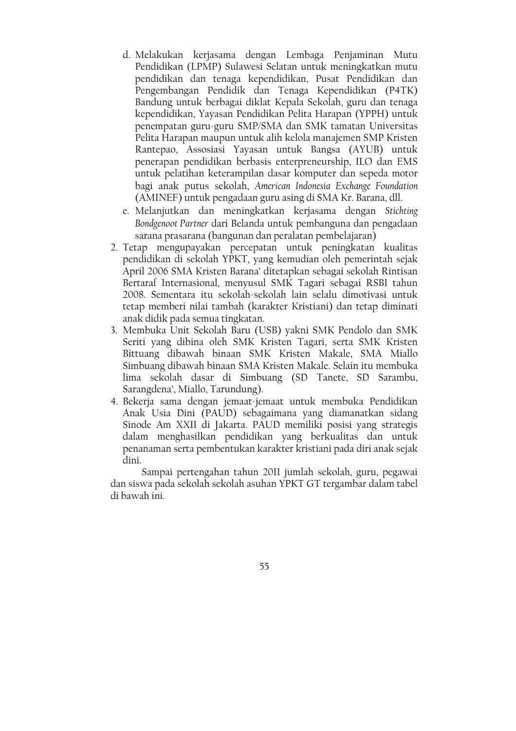d. Melakukan kerjasama dengan Lembaga Penjaminan Mutu Pendidikan (LPMP) Sulawesi Selatan untuk meningkatkan mutu pendidikan dan tenaga kependidikan, Pusat Pendidikan dan Pengembangan Pendidik dan Tenaga Kependidikan (P4TK) Bandung untuk berbagai diklat Kepala Sekolah, guru dan tenaga kependidikan, Yayasan Pendidikan Pelita Harapan (YPPH) untuk penempatan guru-guru SMP/SMA dan SMK tamatan Universitas Pelita Harapan maupun untuk alih kelola manajemen SMP Kristen Rantepao, Assosiasi Yayasan untuk Bangsa (AYUB) untuk penerapan pendidikan berbasis enterpreneurship, ILO dan EMS untuk pelatihan keterampilan dasar komputer dan sepeda motor bagi anak putus sekolah, *American Indonesia Exchange Foundation* (AMINEF) untuk pengadaan guru asing di SMA Kr. Barana, dll.

e. Melanjutkan dan meningkatkan kerjasama dengan *Stichting Bondgenoot Partner* dari Belanda untuk pembanguna dan pengadaan sarana prasarana (bangunan dan peralatan pembelajaran)

2. Tetap mengupayakan percepatan untuk peningkatan kualitas pendidikan di sekolah YPKT, yang kemudian oleh pemerintah sejak April 2006 SMA Kristen Barana' ditetapkan sebagai sekolah Rintisan Bertaraf Internasional, menyusul SMK Tagari sebagai RSBI tahun 2008. Sementara itu sekolah-sekolah lain selalu dimotivasi untuk tetap memberi nilai tambah (karakter Kristiani) dan tetap diminati anak didik pada semua tingkatan.
3. Membuka Unit Sekolah Baru (USB) yakni SMK Pendolo dan SMK Seriti yang dibina oleh SMK Kristen Tagari, serta SMK Kristen Bittuang dibawah binaan SMK Kristen Makale, SMA Miallo Simbuang dibawah binaan SMA Kristen Makale. Selain itu membuka lima sekolah dasar di Simbuang (SD Tanete, SD Sarambu, Sarangdena', Miallo, Tarundung).
4. Bekerja sama dengan jemaat-jemaat untuk membuka Pendidikan Anak Usia Dini (PAUD) sebagaimana yang diamanatkan sidang Sinode Am XXII di Jakarta. PAUD memiliki posisi yang strategis dalam menghasilkan pendidikan yang berkualitas dan untuk penanaman serta pembentukan karakter kristiani pada diri anak sejak dini.

Sampai pertengahan tahun 2011 jumlah sekolah, guru, pegawai dan siswa pada sekolah sekolah asuhan YPKT GT tergambar dalam tabel di bawah ini.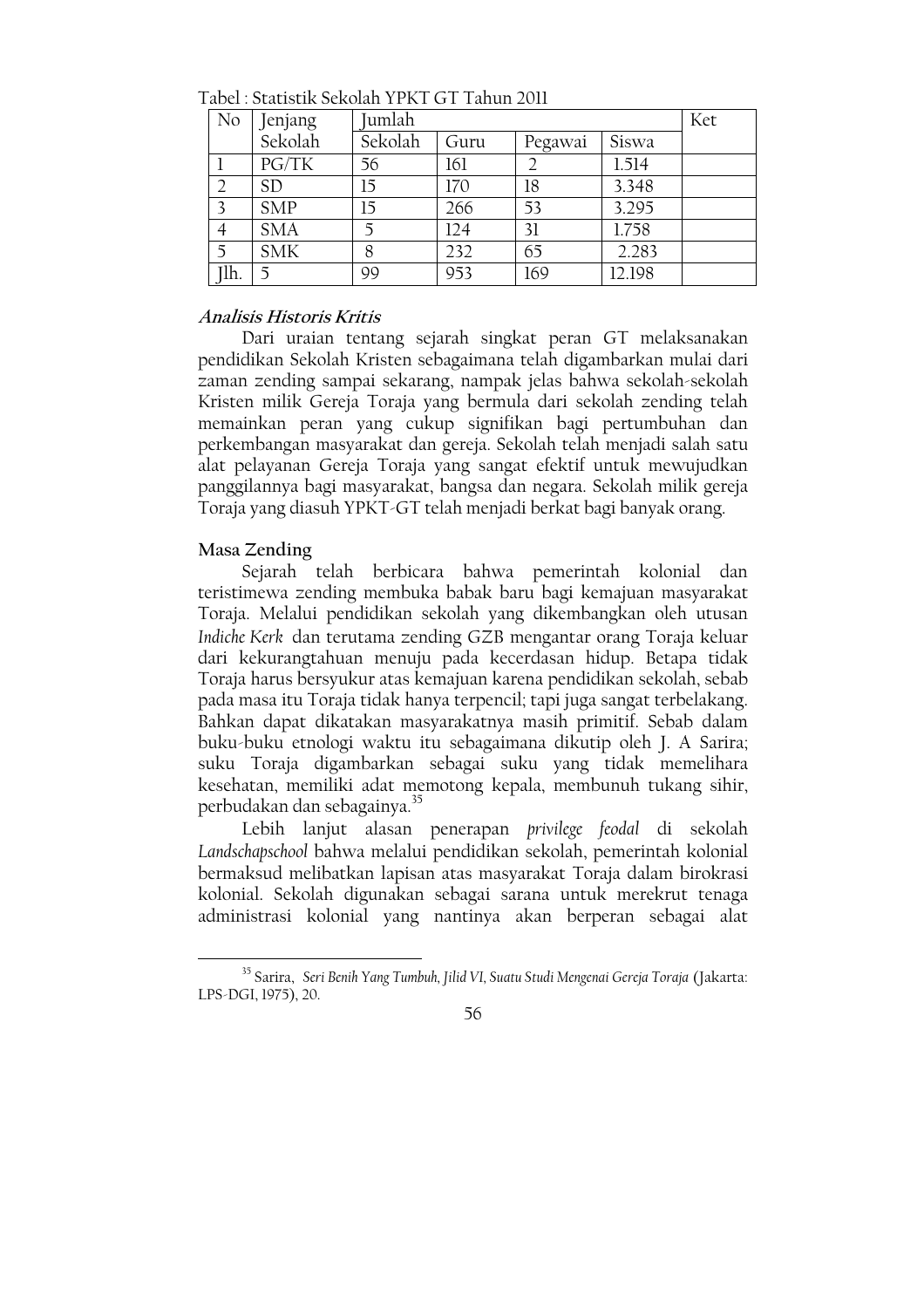Tabel : Statistik Sekolah YPKT GT Tahun 2011

| No | Jenjang Sekolah | Jumlah | | | | Ket |
|---|---|---|---|---|---|---|
| | | Sekolah | Guru | Pegawai | Siswa | |
| 1 | PG/TK | 56 | 161 | 2 | 1.514 | |
| 2 | SD | 15 | 170 | 18 | 3.348 | |
| 3 | SMP | 15 | 266 | 53 | 3.295 | |
| 4 | SMA | 5 | 124 | 31 | 1.758 | |
| 5 | SMK | 8 | 232 | 65 | 2.283 | |
| Jlh. | 5 | 99 | 953 | 169 | 12.198 | |

### *Analisis Historis Kritis*

Dari uraian tentang sejarah singkat peran GT melaksanakan pendidikan Sekolah Kristen sebagaimana telah digambarkan mulai dari zaman zending sampai sekarang, nampak jelas bahwa sekolah-sekolah Kristen milik Gereja Toraja yang bermula dari sekolah zending telah memainkan peran yang cukup signifikan bagi pertumbuhan dan perkembangan masyarakat dan gereja. Sekolah telah menjadi salah satu alat pelayanan Gereja Toraja yang sangat efektif untuk mewujudkan panggilannya bagi masyarakat, bangsa dan negara. Sekolah milik gereja Toraja yang diasuh YPKT-GT telah menjadi berkat bagi banyak orang.

### Masa Zending

Sejarah telah berbicara bahwa pemerintah kolonial dan teristimewa zending membuka babak baru bagi kemajuan masyarakat Toraja. Melalui pendidikan sekolah yang dikembangkan oleh utusan *Indiche Kerk* dan terutama zending GZB mengantar orang Toraja keluar dari kekurangtahuan menuju pada kecerdasan hidup. Betapa tidak Toraja harus bersyukur atas kemajuan karena pendidikan sekolah, sebab pada masa itu Toraja tidak hanya terpencil; tapi juga sangat terbelakang. Bahkan dapat dikatakan masyarakatnya masih primitif. Sebab dalam buku-buku etnologi waktu itu sebagaimana dikutip oleh J. A Sarira; suku Toraja digambarkan sebagai suku yang tidak memelihara kesehatan, memiliki adat memotong kepala, membunuh tukang sihir, perbudakan dan sebagainya.[35]

Lebih lanjut alasan penerapan *privilege feodal* di sekolah *Landschapschool* bahwa melalui pendidikan sekolah, pemerintah kolonial bermaksud melibatkan lapisan atas masyarakat Toraja dalam birokrasi kolonial. Sekolah digunakan sebagai sarana untuk merekrut tenaga administrasi kolonial yang nantinya akan berperan sebagai alat

---

[35] Sarira, *Seri Benih Yang Tumbuh, Jilid VI, Suatu Studi Mengenai Gereja Toraja* (Jakarta: LPS-DGI, 1975), 20.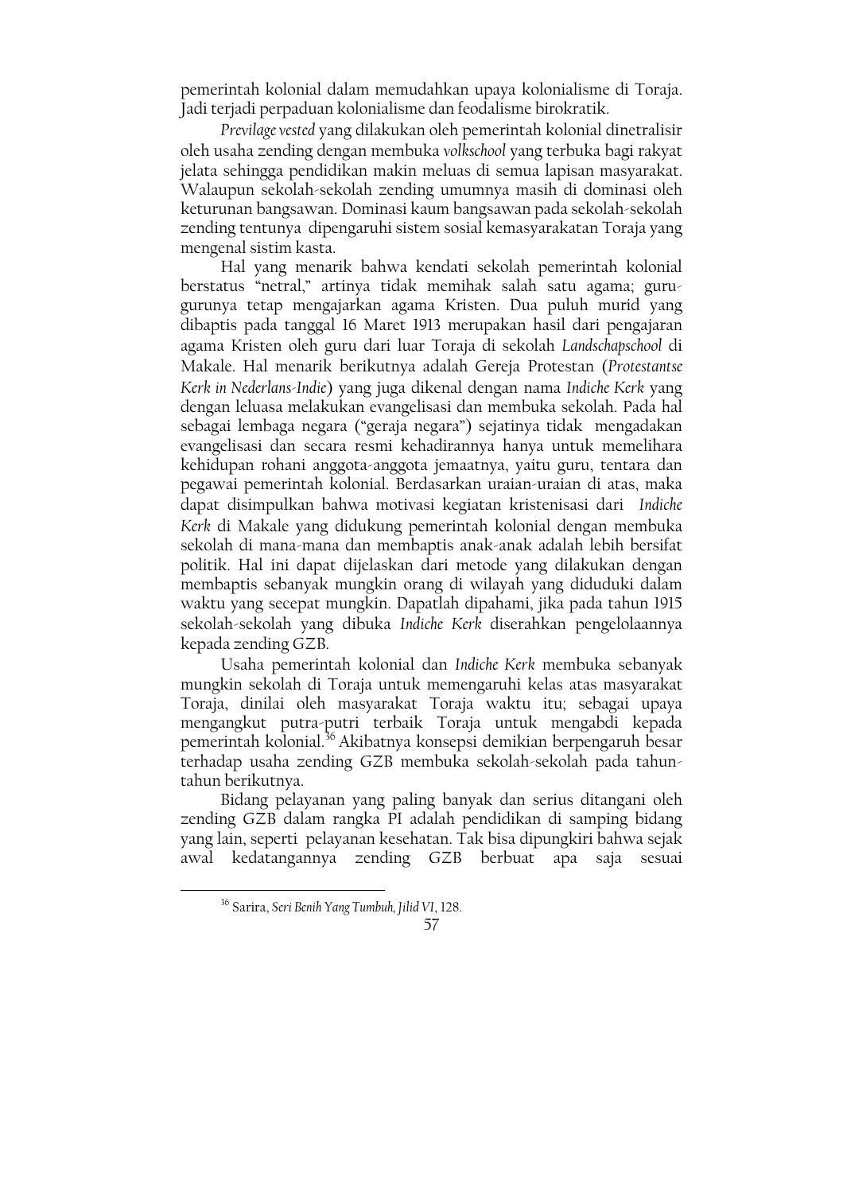pemerintah kolonial dalam memudahkan upaya kolonialisme di Toraja. Jadi terjadi perpaduan kolonialisme dan feodalisme birokratik.

*Previlage vested* yang dilakukan oleh pemerintah kolonial dinetralisir oleh usaha zending dengan membuka *volkschool* yang terbuka bagi rakyat jelata sehingga pendidikan makin meluas di semua lapisan masyarakat. Walaupun sekolah-sekolah zending umumnya masih di dominasi oleh keturunan bangsawan. Dominasi kaum bangsawan pada sekolah-sekolah zending tentunya dipengaruhi sistem sosial kemasyarakatan Toraja yang mengenal sistim kasta.

Hal yang menarik bahwa kendati sekolah pemerintah kolonial berstatus "netral," artinya tidak memihak salah satu agama; guru-gurunya tetap mengajarkan agama Kristen. Dua puluh murid yang dibaptis pada tanggal 16 Maret 1913 merupakan hasil dari pengajaran agama Kristen oleh guru dari luar Toraja di sekolah *Landschapschool* di Makale. Hal menarik berikutnya adalah Gereja Protestan (*Protestantse Kerk in Nederlans-Indie*) yang juga dikenal dengan nama *Indiche Kerk* yang dengan leluasa melakukan evangelisasi dan membuka sekolah. Pada hal sebagai lembaga negara ("geraja negara") sejatinya tidak mengadakan evangelisasi dan secara resmi kehadirannya hanya untuk memelihara kehidupan rohani anggota-anggota jemaatnya, yaitu guru, tentara dan pegawai pemerintah kolonial. Berdasarkan uraian-uraian di atas, maka dapat disimpulkan bahwa motivasi kegiatan kristenisasi dari *Indiche Kerk* di Makale yang didukung pemerintah kolonial dengan membuka sekolah di mana-mana dan membaptis anak-anak adalah lebih bersifat politik. Hal ini dapat dijelaskan dari metode yang dilakukan dengan membaptis sebanyak mungkin orang di wilayah yang diduduki dalam waktu yang secepat mungkin. Dapatlah dipahami, jika pada tahun 1915 sekolah-sekolah yang dibuka *Indiche Kerk* diserahkan pengelolaannya kepada zending GZB.

Usaha pemerintah kolonial dan *Indiche Kerk* membuka sebanyak mungkin sekolah di Toraja untuk memengaruhi kelas atas masyarakat Toraja, dinilai oleh masyarakat Toraja waktu itu; sebagai upaya mengangkut putra-putri terbaik Toraja untuk mengabdi kepada pemerintah kolonial.[36] Akibatnya konsepsi demikian berpengaruh besar terhadap usaha zending GZB membuka sekolah-sekolah pada tahun-tahun berikutnya.

Bidang pelayanan yang paling banyak dan serius ditangani oleh zending GZB dalam rangka PI adalah pendidikan di samping bidang yang lain, seperti pelayanan kesehatan. Tak bisa dipungkiri bahwa sejak awal kedatangannya zending GZB berbuat apa saja sesuai

---

[36] Sarira, *Seri Benih Yang Tumbuh, Jilid VI*, 128.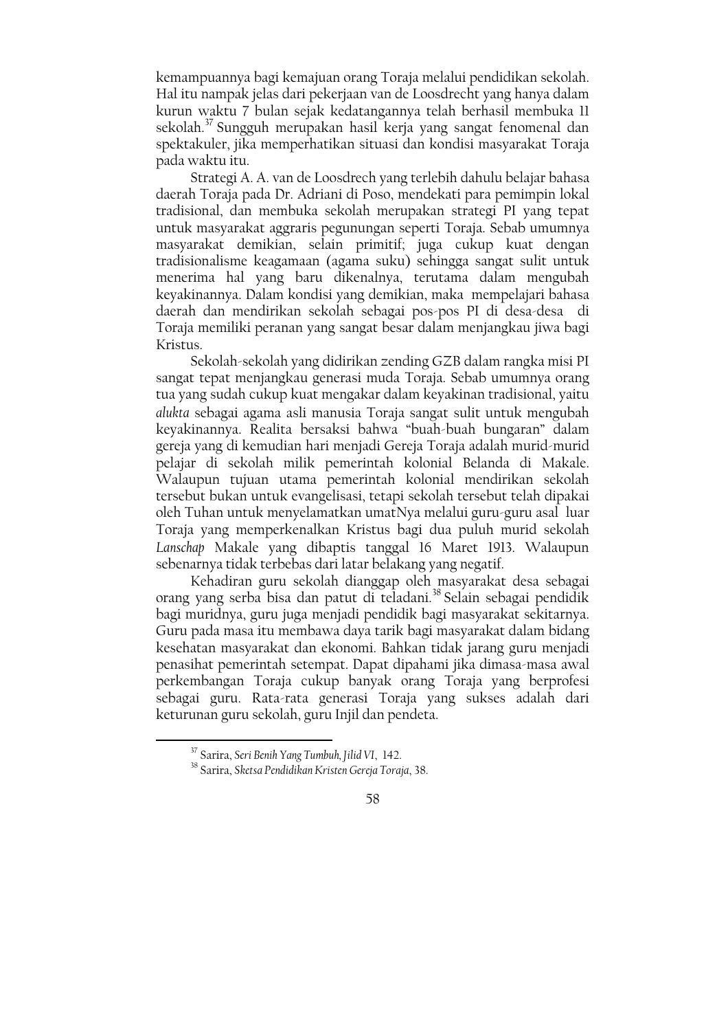kemampuannya bagi kemajuan orang Toraja melalui pendidikan sekolah. Hal itu nampak jelas dari pekerjaan van de Loosdrecht yang hanya dalam kurun waktu 7 bulan sejak kedatangannya telah berhasil membuka 11 sekolah.[37] Sungguh merupakan hasil kerja yang sangat fenomenal dan spektakuler, jika memperhatikan situasi dan kondisi masyarakat Toraja pada waktu itu.

Strategi A. A. van de Loosdrech yang terlebih dahulu belajar bahasa daerah Toraja pada Dr. Adriani di Poso, mendekati para pemimpin lokal tradisional, dan membuka sekolah merupakan strategi PI yang tepat untuk masyarakat aggraris pegunungan seperti Toraja. Sebab umumnya masyarakat demikian, selain primitif; juga cukup kuat dengan tradisionalisme keagamaan (agama suku) sehingga sangat sulit untuk menerima hal yang baru dikenalnya, terutama dalam mengubah keyakinannya. Dalam kondisi yang demikian, maka mempelajari bahasa daerah dan mendirikan sekolah sebagai pos-pos PI di desa-desa di Toraja memiliki peranan yang sangat besar dalam menjangkau jiwa bagi Kristus.

Sekolah-sekolah yang didirikan zending GZB dalam rangka misi PI sangat tepat menjangkau generasi muda Toraja. Sebab umumnya orang tua yang sudah cukup kuat mengakar dalam keyakinan tradisional, yaitu *alukta* sebagai agama asli manusia Toraja sangat sulit untuk mengubah keyakinannya. Realita bersaksi bahwa "buah-buah bungaran" dalam gereja yang di kemudian hari menjadi Gereja Toraja adalah murid-murid pelajar di sekolah milik pemerintah kolonial Belanda di Makale. Walaupun tujuan utama pemerintah kolonial mendirikan sekolah tersebut bukan untuk evangelisasi, tetapi sekolah tersebut telah dipakai oleh Tuhan untuk menyelamatkan umatNya melalui guru-guru asal luar Toraja yang memperkenalkan Kristus bagi dua puluh murid sekolah *Lanschap* Makale yang dibaptis tanggal 16 Maret 1913. Walaupun sebenarnya tidak terbebas dari latar belakang yang negatif.

Kehadiran guru sekolah dianggap oleh masyarakat desa sebagai orang yang serba bisa dan patut di teladani.[38] Selain sebagai pendidik bagi muridnya, guru juga menjadi pendidik bagi masyarakat sekitarnya. Guru pada masa itu membawa daya tarik bagi masyarakat dalam bidang kesehatan masyarakat dan ekonomi. Bahkan tidak jarang guru menjadi penasihat pemerintah setempat. Dapat dipahami jika dimasa-masa awal perkembangan Toraja cukup banyak orang Toraja yang berprofesi sebagai guru. Rata-rata generasi Toraja yang sukses adalah dari keturunan guru sekolah, guru Injil dan pendeta.

---

[37] Sarira, *Seri Benih Yang Tumbuh, Jilid VI*, 142.

[38] Sarira, *Sketsa Pendidikan Kristen Gereja Toraja*, 38.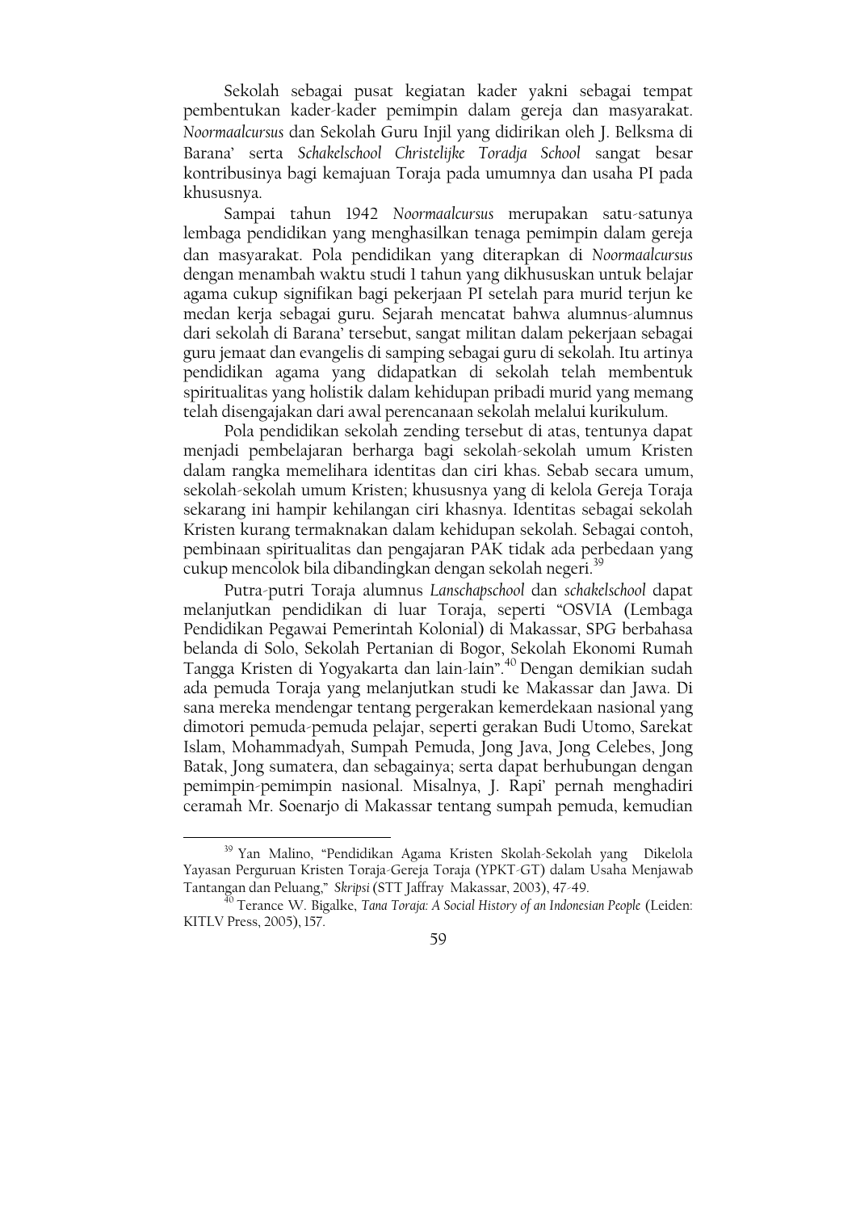Sekolah sebagai pusat kegiatan kader yakni sebagai tempat pembentukan kader-kader pemimpin dalam gereja dan masyarakat. *Noormaalcursus* dan Sekolah Guru Injil yang didirikan oleh J. Belksma di Barana' serta *Schakelschool Christelijke Toradja School* sangat besar kontribusinya bagi kemajuan Toraja pada umumnya dan usaha PI pada khususnya.

Sampai tahun 1942 *Noormaalcursus* merupakan satu-satunya lembaga pendidikan yang menghasilkan tenaga pemimpin dalam gereja dan masyarakat. Pola pendidikan yang diterapkan di *Noormaalcursus* dengan menambah waktu studi 1 tahun yang dikhususkan untuk belajar agama cukup signifikan bagi pekerjaan PI setelah para murid terjun ke medan kerja sebagai guru. Sejarah mencatat bahwa alumnus-alumnus dari sekolah di Barana' tersebut, sangat militan dalam pekerjaan sebagai guru jemaat dan evangelis di samping sebagai guru di sekolah. Itu artinya pendidikan agama yang didapatkan di sekolah telah membentuk spiritualitas yang holistik dalam kehidupan pribadi murid yang memang telah disengajakan dari awal perencanaan sekolah melalui kurikulum.

Pola pendidikan sekolah zending tersebut di atas, tentunya dapat menjadi pembelajaran berharga bagi sekolah-sekolah umum Kristen dalam rangka memelihara identitas dan ciri khas. Sebab secara umum, sekolah-sekolah umum Kristen; khususnya yang di kelola Gereja Toraja sekarang ini hampir kehilangan ciri khasnya. Identitas sebagai sekolah Kristen kurang termaknakan dalam kehidupan sekolah. Sebagai contoh, pembinaan spiritualitas dan pengajaran PAK tidak ada perbedaan yang cukup mencolok bila dibandingkan dengan sekolah negeri.[39]

Putra-putri Toraja alumnus *Lanschapschool* dan *schakelschool* dapat melanjutkan pendidikan di luar Toraja, seperti "OSVIA (Lembaga Pendidikan Pegawai Pemerintah Kolonial) di Makassar, SPG berbahasa belanda di Solo, Sekolah Pertanian di Bogor, Sekolah Ekonomi Rumah Tangga Kristen di Yogyakarta dan lain-lain".[40] Dengan demikian sudah ada pemuda Toraja yang melanjutkan studi ke Makassar dan Jawa. Di sana mereka mendengar tentang pergerakan kemerdekaan nasional yang dimotori pemuda-pemuda pelajar, seperti gerakan Budi Utomo, Sarekat Islam, Mohammadyah, Sumpah Pemuda, Jong Java, Jong Celebes, Jong Batak, Jong sumatera, dan sebagainya; serta dapat berhubungan dengan pemimpin-pemimpin nasional. Misalnya, J. Rapi' pernah menghadiri ceramah Mr. Soenarjo di Makassar tentang sumpah pemuda, kemudian

---

[39] Yan Malino, "Pendidikan Agama Kristen Skolah-Sekolah yang Dikelola Yayasan Perguruan Kristen Toraja-Gereja Toraja (YPKT-GT) dalam Usaha Menjawab Tantangan dan Peluang," *Skripsi* (STT Jaffray Makassar, 2003), 47-49.

[40] Terance W. Bigalke, *Tana Toraja: A Social History of an Indonesian People* (Leiden: KITLV Press, 2005), 157.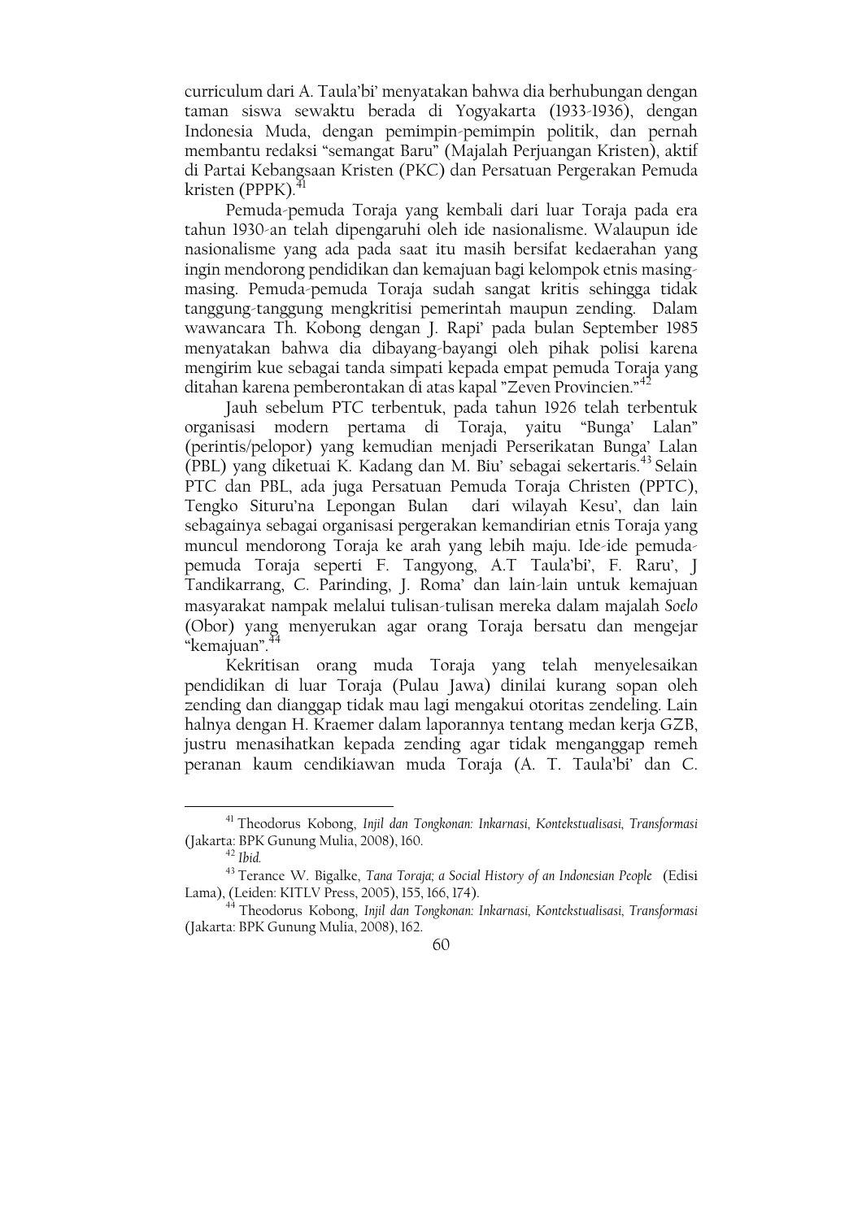curriculum dari A. Taula'bi' menyatakan bahwa dia berhubungan dengan taman siswa sewaktu berada di Yogyakarta (1933-1936), dengan Indonesia Muda, dengan pemimpin-pemimpin politik, dan pernah membantu redaksi "semangat Baru" (Majalah Perjuangan Kristen), aktif di Partai Kebangsaan Kristen (PKC) dan Persatuan Pergerakan Pemuda kristen (PPPK).[41]

Pemuda-pemuda Toraja yang kembali dari luar Toraja pada era tahun 1930-an telah dipengaruhi oleh ide nasionalisme. Walaupun ide nasionalisme yang ada pada saat itu masih bersifat kedaerahan yang ingin mendorong pendidikan dan kemajuan bagi kelompok etnis masing-masing. Pemuda-pemuda Toraja sudah sangat kritis sehingga tidak tanggung-tanggung mengkritisi pemerintah maupun zending. Dalam wawancara Th. Kobong dengan J. Rapi' pada bulan September 1985 menyatakan bahwa dia dibayang-bayangi oleh pihak polisi karena mengirim kue sebagai tanda simpati kepada empat pemuda Toraja yang ditahan karena pemberontakan di atas kapal "Zeven Provincien."[42]

Jauh sebelum PTC terbentuk, pada tahun 1926 telah terbentuk organisasi modern pertama di Toraja, yaitu "Bunga' Lalan" (perintis/pelopor) yang kemudian menjadi Perserikatan Bunga' Lalan (PBL) yang diketuai K. Kadang dan M. Biu' sebagai sekertaris.[43] Selain PTC dan PBL, ada juga Persatuan Pemuda Toraja Christen (PPTC), Tengko Situru'na Lepongan Bulan dari wilayah Kesu', dan lain sebagainya sebagai organisasi pergerakan kemandirian etnis Toraja yang muncul mendorong Toraja ke arah yang lebih maju. Ide-ide pemuda-pemuda Toraja seperti F. Tangyong, A.T Taula'bi', F. Raru', J Tandikarrang, C. Parinding, J. Roma' dan lain-lain untuk kemajuan masyarakat nampak melalui tulisan-tulisan mereka dalam majalah *Soelo* (Obor) yang menyerukan agar orang Toraja bersatu dan mengejar "kemajuan".[44]

Kekritisan orang muda Toraja yang telah menyelesaikan pendidikan di luar Toraja (Pulau Jawa) dinilai kurang sopan oleh zending dan dianggap tidak mau lagi mengakui otoritas zendeling. Lain halnya dengan H. Kraemer dalam laporannya tentang medan kerja GZB, justru menasihatkan kepada zending agar tidak menganggap remeh peranan kaum cendikiawan muda Toraja (A. T. Taula'bi' dan C.

---

[41] Theodorus Kobong, *Injil dan Tongkonan: Inkarnasi, Kontekstualisasi, Transformasi* (Jakarta: BPK Gunung Mulia, 2008), 160.

[42] *Ibid.*

[43] Terance W. Bigalke, *Tana Toraja; a Social History of an Indonesian People* (Edisi Lama), (Leiden: KITLV Press, 2005), 155, 166, 174).

[44] Theodorus Kobong, *Injil dan Tongkonan: Inkarnasi, Kontekstualisasi, Transformasi* (Jakarta: BPK Gunung Mulia, 2008), 162.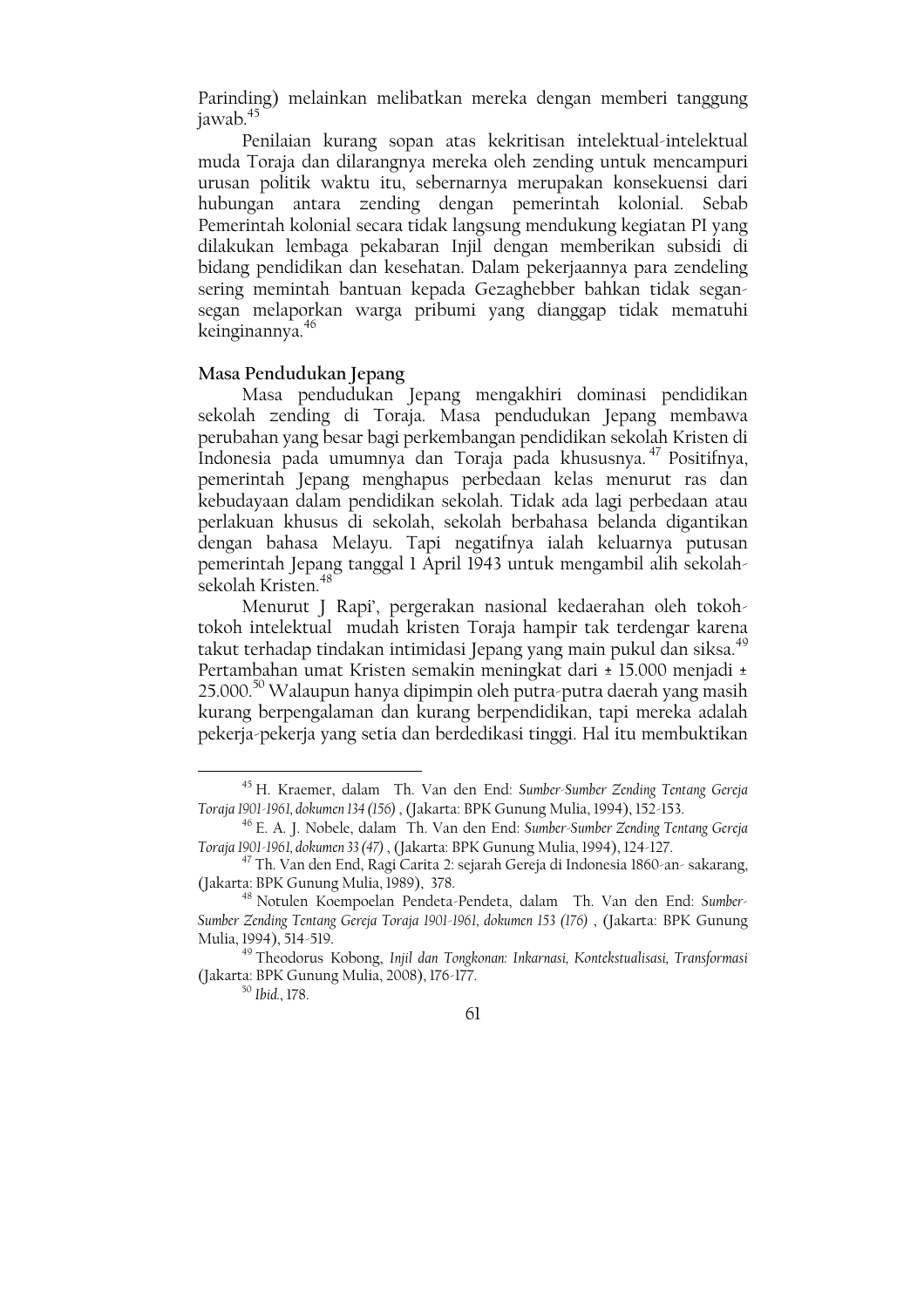Parinding) melainkan melibatkan mereka dengan memberi tanggung jawab.[45]

Penilaian kurang sopan atas kekritisan intelektual-intelektual muda Toraja dan dilarangnya mereka oleh zending untuk mencampuri urusan politik waktu itu, sebernarnya merupakan konsekuensi dari hubungan antara zending dengan pemerintah kolonial. Sebab Pemerintah kolonial secara tidak langsung mendukung kegiatan PI yang dilakukan lembaga pekabaran Injil dengan memberikan subsidi di bidang pendidikan dan kesehatan. Dalam pekerjaannya para zendeling sering memintah bantuan kepada Gezaghebber bahkan tidak segan-segan melaporkan warga pribumi yang dianggap tidak mematuhi keinginannya.[46]

**Masa Pendudukan Jepang**

Masa pendudukan Jepang mengakhiri dominasi pendidikan sekolah zending di Toraja. Masa pendudukan Jepang membawa perubahan yang besar bagi perkembangan pendidikan sekolah Kristen di Indonesia pada umumnya dan Toraja pada khususnya.[47] Positifnya, pemerintah Jepang menghapus perbedaan kelas menurut ras dan kebudayaan dalam pendidikan sekolah. Tidak ada lagi perbedaan atau perlakuan khusus di sekolah, sekolah berbahasa belanda digantikan dengan bahasa Melayu. Tapi negatifnya ialah keluarnya putusan pemerintah Jepang tanggal 1 April 1943 untuk mengambil alih sekolah-sekolah Kristen.[48]

Menurut J Rapi', pergerakan nasional kedaerahan oleh tokoh-tokoh intelektual mudah kristen Toraja hampir tak terdengar karena takut terhadap tindakan intimidasi Jepang yang main pukul dan siksa.[49] Pertambahan umat Kristen semakin meningkat dari ± 15.000 menjadi ± 25.000.[50] Walaupun hanya dipimpin oleh putra-putra daerah yang masih kurang berpengalaman dan kurang berpendidikan, tapi mereka adalah pekerja-pekerja yang setia dan berdedikasi tinggi. Hal itu membuktikan

---

[45] H. Kraemer, dalam Th. Van den End: *Sumber-Sumber Zending Tentang Gereja Toraja 1901-1961, dokumen 134 (156)* , (Jakarta: BPK Gunung Mulia, 1994), 152-153.

[46] E. A. J. Nobele, dalam Th. Van den End: *Sumber-Sumber Zending Tentang Gereja Toraja 1901-1961, dokumen 33 (47)* , (Jakarta: BPK Gunung Mulia, 1994), 124-127.

[47] Th. Van den End, Ragi Carita 2: sejarah Gereja di Indonesia 1860-an- sakarang, (Jakarta: BPK Gunung Mulia, 1989), 378.

[48] Notulen Koempoelan Pendeta-Pendeta, dalam Th. Van den End: *Sumber-Sumber Zending Tentang Gereja Toraja 1901-1961, dokumen 153 (176)* , (Jakarta: BPK Gunung Mulia, 1994), 514-519.

[49] Theodorus Kobong, *Injil dan Tongkonan: Inkarnasi, Kontekstualisasi, Transformasi* (Jakarta: BPK Gunung Mulia, 2008), 176-177.

[50] *Ibid.*, 178.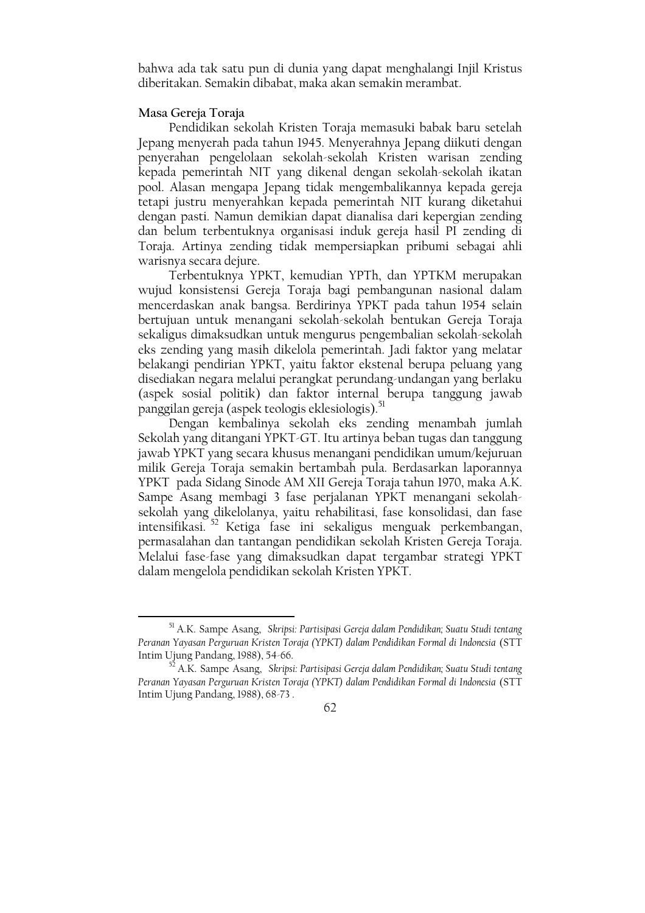bahwa ada tak satu pun di dunia yang dapat menghalangi Injil Kristus diberitakan. Semakin dibabat, maka akan semakin merambat.

**Masa Gereja Toraja**

Pendidikan sekolah Kristen Toraja memasuki babak baru setelah Jepang menyerah pada tahun 1945. Menyerahnya Jepang diikuti dengan penyerahan pengelolaan sekolah-sekolah Kristen warisan zending kepada pemerintah NIT yang dikenal dengan sekolah-sekolah ikatan pool. Alasan mengapa Jepang tidak mengembalikannya kepada gereja tetapi justru menyerahkan kepada pemerintah NIT kurang diketahui dengan pasti. Namun demikian dapat dianalisa dari kepergian zending dan belum terbentuknya organisasi induk gereja hasil PI zending di Toraja. Artinya zending tidak mempersiapkan pribumi sebagai ahli warisnya secara dejure.

Terbentuknya YPKT, kemudian YPTh, dan YPTKM merupakan wujud konsistensi Gereja Toraja bagi pembangunan nasional dalam mencerdaskan anak bangsa. Berdirinya YPKT pada tahun 1954 selain bertujuan untuk menangani sekolah-sekolah bentukan Gereja Toraja sekaligus dimaksudkan untuk mengurus pengembalian sekolah-sekolah eks zending yang masih dikelola pemerintah. Jadi faktor yang melatar belakangi pendirian YPKT, yaitu faktor ekstenal berupa peluang yang disediakan negara melalui perangkat perundang-undangan yang berlaku (aspek sosial politik) dan faktor internal berupa tanggung jawab panggilan gereja (aspek teologis eklesiologis).[51]

Dengan kembalinya sekolah eks zending menambah jumlah Sekolah yang ditangani YPKT-GT. Itu artinya beban tugas dan tanggung jawab YPKT yang secara khusus menangani pendidikan umum/kejuruan milik Gereja Toraja semakin bertambah pula. Berdasarkan laporannya YPKT pada Sidang Sinode AM XII Gereja Toraja tahun 1970, maka A.K. Sampe Asang membagi 3 fase perjalanan YPKT menangani sekolah-sekolah yang dikelolanya, yaitu rehabilitasi, fase konsolidasi, dan fase intensifikasi.[52] Ketiga fase ini sekaligus menguak perkembangan, permasalahan dan tantangan pendidikan sekolah Kristen Gereja Toraja. Melalui fase-fase yang dimaksudkan dapat tergambar strategi YPKT dalam mengelola pendidikan sekolah Kristen YPKT.

---

[51] A.K. Sampe Asang, *Skripsi: Partisipasi Gereja dalam Pendidikan; Suatu Studi tentang Peranan Yayasan Perguruan Kristen Toraja (YPKT) dalam Pendidikan Formal di Indonesia* (STT Intim Ujung Pandang, 1988), 54-66.

[52] A.K. Sampe Asang, *Skripsi: Partisipasi Gereja dalam Pendidikan; Suatu Studi tentang Peranan Yayasan Perguruan Kristen Toraja (YPKT) dalam Pendidikan Formal di Indonesia* (STT Intim Ujung Pandang, 1988), 68-73 .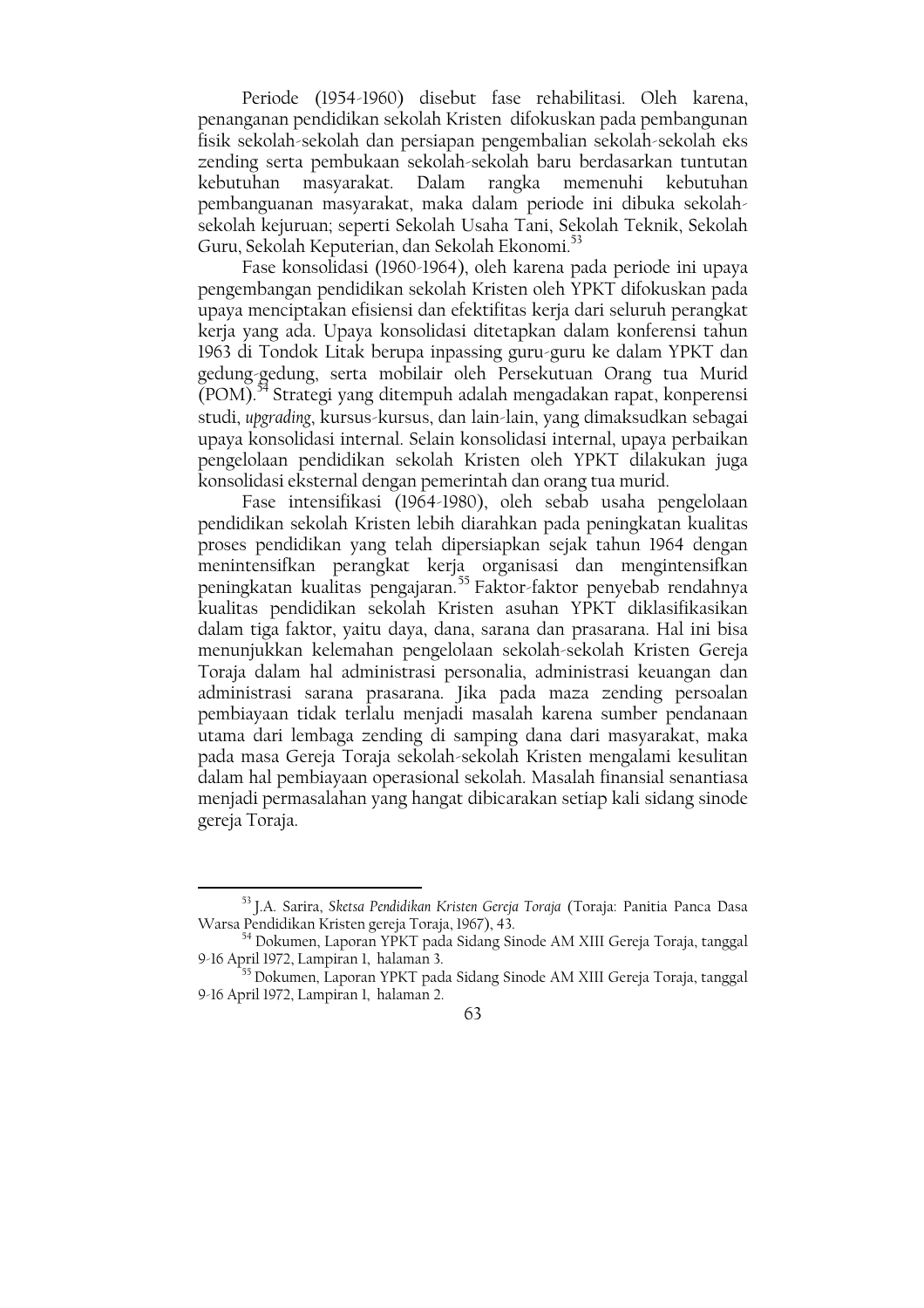Periode (1954-1960) disebut fase rehabilitasi. Oleh karena, penanganan pendidikan sekolah Kristen difokuskan pada pembangunan fisik sekolah-sekolah dan persiapan pengembalian sekolah-sekolah eks zending serta pembukaan sekolah-sekolah baru berdasarkan tuntutan kebutuhan masyarakat. Dalam rangka memenuhi kebutuhan pembanguanan masyarakat, maka dalam periode ini dibuka sekolah-sekolah kejuruan; seperti Sekolah Usaha Tani, Sekolah Teknik, Sekolah Guru, Sekolah Keputerian, dan Sekolah Ekonomi.[53]

Fase konsolidasi (1960-1964), oleh karena pada periode ini upaya pengembangan pendidikan sekolah Kristen oleh YPKT difokuskan pada upaya menciptakan efisiensi dan efektifitas kerja dari seluruh perangkat kerja yang ada. Upaya konsolidasi ditetapkan dalam konferensi tahun 1963 di Tondok Litak berupa inpassing guru-guru ke dalam YPKT dan gedung-gedung, serta mobilair oleh Persekutuan Orang tua Murid (POM).[54] Strategi yang ditempuh adalah mengadakan rapat, konperensi studi, *upgrading*, kursus-kursus, dan lain-lain, yang dimaksudkan sebagai upaya konsolidasi internal. Selain konsolidasi internal, upaya perbaikan pengelolaan pendidikan sekolah Kristen oleh YPKT dilakukan juga konsolidasi eksternal dengan pemerintah dan orang tua murid.

Fase intensifikasi (1964-1980), oleh sebab usaha pengelolaan pendidikan sekolah Kristen lebih diarahkan pada peningkatan kualitas proses pendidikan yang telah dipersiapkan sejak tahun 1964 dengan menintensifkan perangkat kerja organisasi dan mengintensifkan peningkatan kualitas pengajaran.[55] Faktor-faktor penyebab rendahnya kualitas pendidikan sekolah Kristen asuhan YPKT diklasifikasikan dalam tiga faktor, yaitu daya, dana, sarana dan prasarana. Hal ini bisa menunjukkan kelemahan pengelolaan sekolah-sekolah Kristen Gereja Toraja dalam hal administrasi personalia, administrasi keuangan dan administrasi sarana prasarana. Jika pada maza zending persoalan pembiayaan tidak terlalu menjadi masalah karena sumber pendanaan utama dari lembaga zending di samping dana dari masyarakat, maka pada masa Gereja Toraja sekolah-sekolah Kristen mengalami kesulitan dalam hal pembiayaan operasional sekolah. Masalah finansial senantiasa menjadi permasalahan yang hangat dibicarakan setiap kali sidang sinode gereja Toraja.

---

[53] J.A. Sarira, *Sketsa Pendidikan Kristen Gereja Toraja* (Toraja: Panitia Panca Dasa Warsa Pendidikan Kristen gereja Toraja, 1967), 43.

[54] Dokumen, Laporan YPKT pada Sidang Sinode AM XIII Gereja Toraja, tanggal 9-16 April 1972, Lampiran 1, halaman 3.

[55] Dokumen, Laporan YPKT pada Sidang Sinode AM XIII Gereja Toraja, tanggal 9-16 April 1972, Lampiran 1, halaman 2.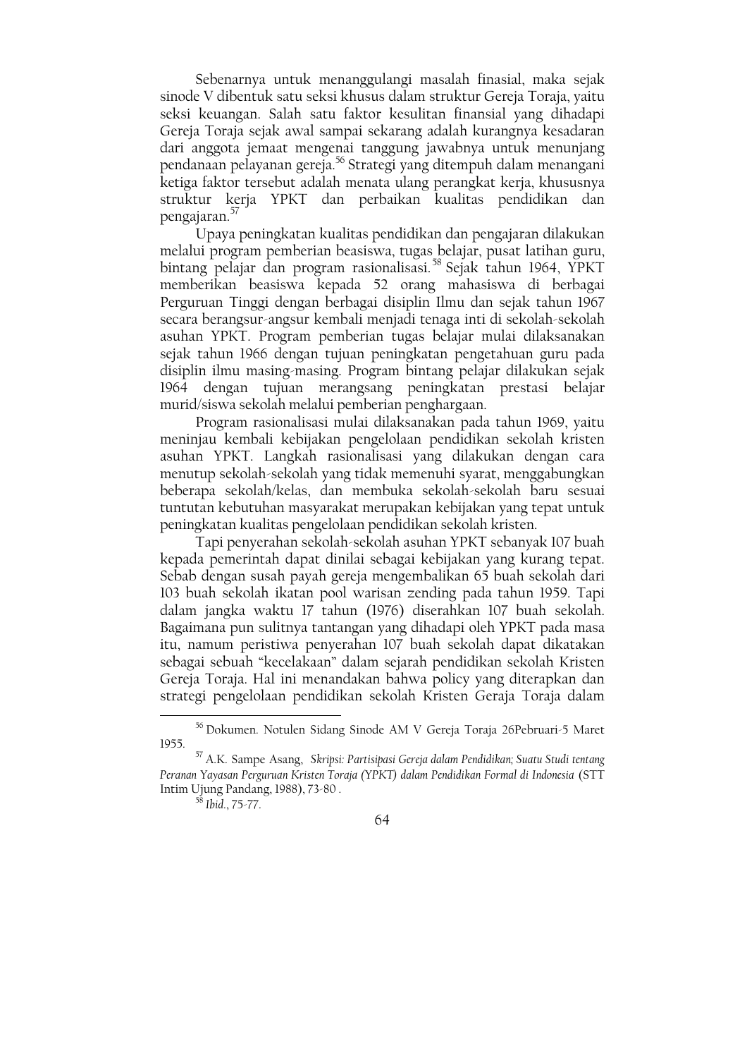Sebenarnya untuk menanggulangi masalah finasial, maka sejak sinode V dibentuk satu seksi khusus dalam struktur Gereja Toraja, yaitu seksi keuangan. Salah satu faktor kesulitan finansial yang dihadapi Gereja Toraja sejak awal sampai sekarang adalah kurangnya kesadaran dari anggota jemaat mengenai tanggung jawabnya untuk menunjang pendanaan pelayanan gereja.[56] Strategi yang ditempuh dalam menangani ketiga faktor tersebut adalah menata ulang perangkat kerja, khususnya struktur kerja YPKT dan perbaikan kualitas pendidikan dan pengajaran.[57]

Upaya peningkatan kualitas pendidikan dan pengajaran dilakukan melalui program pemberian beasiswa, tugas belajar, pusat latihan guru, bintang pelajar dan program rasionalisasi.[58] Sejak tahun 1964, YPKT memberikan beasiswa kepada 52 orang mahasiswa di berbagai Perguruan Tinggi dengan berbagai disiplin Ilmu dan sejak tahun 1967 secara berangsur-angsur kembali menjadi tenaga inti di sekolah-sekolah asuhan YPKT. Program pemberian tugas belajar mulai dilaksanakan sejak tahun 1966 dengan tujuan peningkatan pengetahuan guru pada disiplin ilmu masing-masing. Program bintang pelajar dilakukan sejak 1964 dengan tujuan merangsang peningkatan prestasi belajar murid/siswa sekolah melalui pemberian penghargaan.

Program rasionalisasi mulai dilaksanakan pada tahun 1969, yaitu meninjau kembali kebijakan pengelolaan pendidikan sekolah kristen asuhan YPKT. Langkah rasionalisasi yang dilakukan dengan cara menutup sekolah-sekolah yang tidak memenuhi syarat, menggabungkan beberapa sekolah/kelas, dan membuka sekolah-sekolah baru sesuai tuntutan kebutuhan masyarakat merupakan kebijakan yang tepat untuk peningkatan kualitas pengelolaan pendidikan sekolah kristen.

Tapi penyerahan sekolah-sekolah asuhan YPKT sebanyak 107 buah kepada pemerintah dapat dinilai sebagai kebijakan yang kurang tepat. Sebab dengan susah payah gereja mengembalikan 65 buah sekolah dari 103 buah sekolah ikatan pool warisan zending pada tahun 1959. Tapi dalam jangka waktu 17 tahun (1976) diserahkan 107 buah sekolah. Bagaimana pun sulitnya tantangan yang dihadapi oleh YPKT pada masa itu, namum peristiwa penyerahan 107 buah sekolah dapat dikatakan sebagai sebuah "kecelakaan" dalam sejarah pendidikan sekolah Kristen Gereja Toraja. Hal ini menandakan bahwa policy yang diterapkan dan strategi pengelolaan pendidikan sekolah Kristen Geraja Toraja dalam

---

[56] Dokumen. Notulen Sidang Sinode AM V Gereja Toraja 26Pebruari-5 Maret 1955.

[57] A.K. Sampe Asang, *Skripsi: Partisipasi Gereja dalam Pendidikan; Suatu Studi tentang Peranan Yayasan Perguruan Kristen Toraja (YPKT) dalam Pendidikan Formal di Indonesia* (STT Intim Ujung Pandang, 1988), 73-80 .

[58] *Ibid.*, 75-77.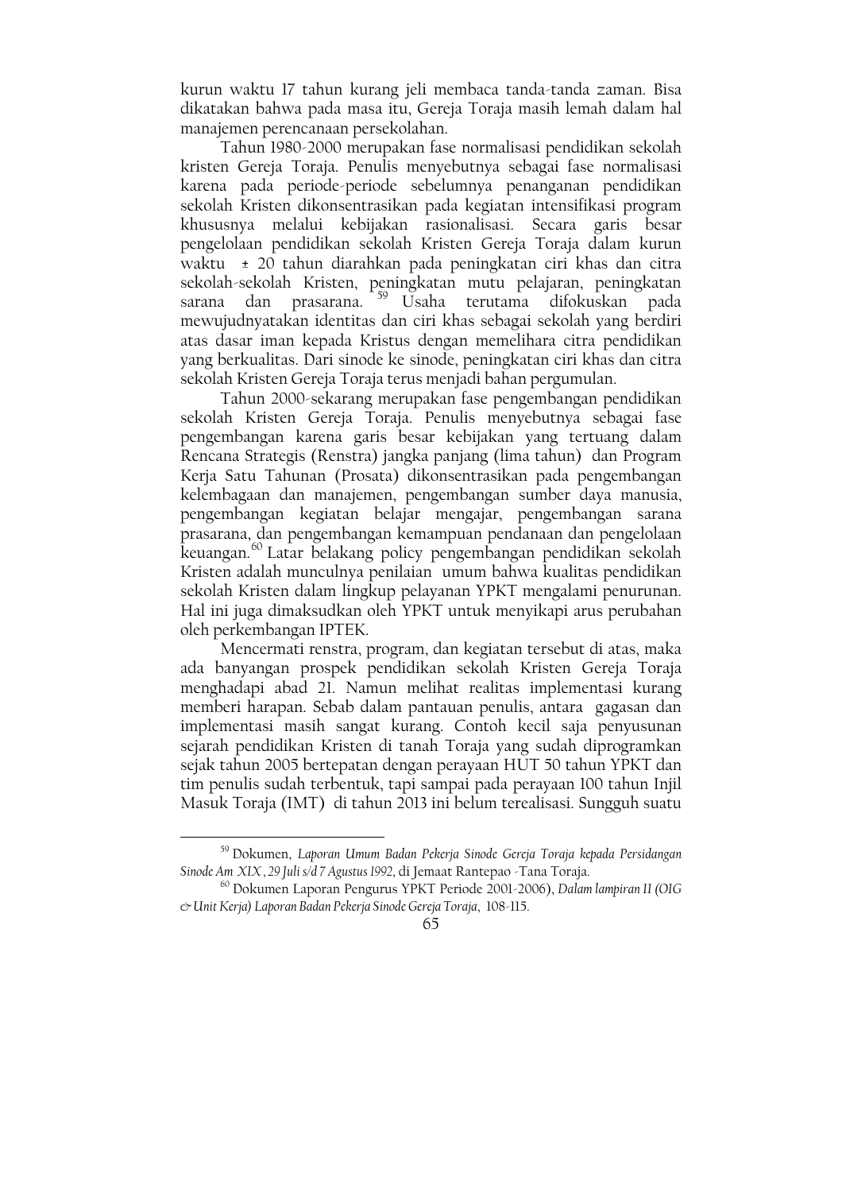kurun waktu 17 tahun kurang jeli membaca tanda-tanda zaman. Bisa dikatakan bahwa pada masa itu, Gereja Toraja masih lemah dalam hal manajemen perencanaan persekolahan.

Tahun 1980-2000 merupakan fase normalisasi pendidikan sekolah kristen Gereja Toraja. Penulis menyebutnya sebagai fase normalisasi karena pada periode-periode sebelumnya penanganan pendidikan sekolah Kristen dikonsentrasikan pada kegiatan intensifikasi program khususnya melalui kebijakan rasionalisasi. Secara garis besar pengelolaan pendidikan sekolah Kristen Gereja Toraja dalam kurun waktu ± 20 tahun diarahkan pada peningkatan ciri khas dan citra sekolah-sekolah Kristen, peningkatan mutu pelajaran, peningkatan sarana dan prasarana.[59] Usaha terutama difokuskan pada mewujudnyatakan identitas dan ciri khas sebagai sekolah yang berdiri atas dasar iman kepada Kristus dengan memelihara citra pendidikan yang berkualitas. Dari sinode ke sinode, peningkatan ciri khas dan citra sekolah Kristen Gereja Toraja terus menjadi bahan pergumulan.

Tahun 2000-sekarang merupakan fase pengembangan pendidikan sekolah Kristen Gereja Toraja. Penulis menyebutnya sebagai fase pengembangan karena garis besar kebijakan yang tertuang dalam Rencana Strategis (Renstra) jangka panjang (lima tahun) dan Program Kerja Satu Tahunan (Prosata) dikonsentrasikan pada pengembangan kelembagaan dan manajemen, pengembangan sumber daya manusia, pengembangan kegiatan belajar mengajar, pengembangan sarana prasarana, dan pengembangan kemampuan pendanaan dan pengelolaan keuangan.[60] Latar belakang policy pengembangan pendidikan sekolah Kristen adalah munculnya penilaian umum bahwa kualitas pendidikan sekolah Kristen dalam lingkup pelayanan YPKT mengalami penurunan. Hal ini juga dimaksudkan oleh YPKT untuk menyikapi arus perubahan oleh perkembangan IPTEK.

Mencermati renstra, program, dan kegiatan tersebut di atas, maka ada banyangan prospek pendidikan sekolah Kristen Gereja Toraja menghadapi abad 21. Namun melihat realitas implementasi kurang memberi harapan. Sebab dalam pantauan penulis, antara gagasan dan implementasi masih sangat kurang. Contoh kecil saja penyusunan sejarah pendidikan Kristen di tanah Toraja yang sudah diprogramkan sejak tahun 2005 bertepatan dengan perayaan HUT 50 tahun YPKT dan tim penulis sudah terbentuk, tapi sampai pada perayaan 100 tahun Injil Masuk Toraja (IMT) di tahun 2013 ini belum terealisasi. Sungguh suatu

---

[59] Dokumen, *Laporan Umum Badan Pekerja Sinode Gereja Toraja kepada Persidangan Sinode Am XIX , 29 Juli s/d 7 Agustus 1992*, di Jemaat Rantepao -Tana Toraja.

[60] Dokumen Laporan Pengurus YPKT Periode 2001-2006), *Dalam lampiran II (OIG & Unit Kerja) Laporan Badan Pekerja Sinode Gereja Toraja*, 108-115.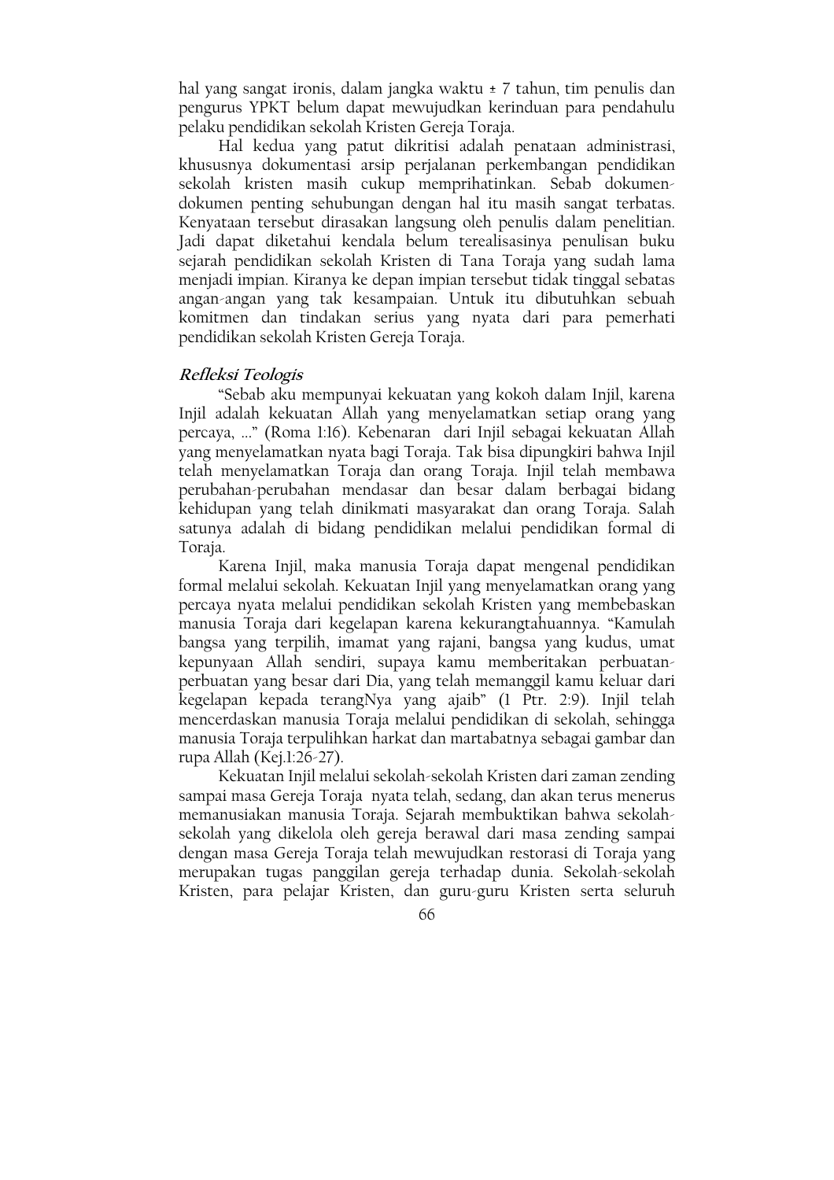hal yang sangat ironis, dalam jangka waktu ± 7 tahun, tim penulis dan pengurus YPKT belum dapat mewujudkan kerinduan para pendahulu pelaku pendidikan sekolah Kristen Gereja Toraja.

Hal kedua yang patut dikritisi adalah penataan administrasi, khususnya dokumentasi arsip perjalanan perkembangan pendidikan sekolah kristen masih cukup memprihatinkan. Sebab dokumen-dokumen penting sehubungan dengan hal itu masih sangat terbatas. Kenyataan tersebut dirasakan langsung oleh penulis dalam penelitian. Jadi dapat diketahui kendala belum terealisasinya penulisan buku sejarah pendidikan sekolah Kristen di Tana Toraja yang sudah lama menjadi impian. Kiranya ke depan impian tersebut tidak tinggal sebatas angan-angan yang tak kesampaian. Untuk itu dibutuhkan sebuah komitmen dan tindakan serius yang nyata dari para pemerhati pendidikan sekolah Kristen Gereja Toraja.

### *Refleksi Teologis*

"Sebab aku mempunyai kekuatan yang kokoh dalam Injil, karena Injil adalah kekuatan Allah yang menyelamatkan setiap orang yang percaya, ..." (Roma 1:16). Kebenaran dari Injil sebagai kekuatan Allah yang menyelamatkan nyata bagi Toraja. Tak bisa dipungkiri bahwa Injil telah menyelamatkan Toraja dan orang Toraja. Injil telah membawa perubahan-perubahan mendasar dan besar dalam berbagai bidang kehidupan yang telah dinikmati masyarakat dan orang Toraja. Salah satunya adalah di bidang pendidikan melalui pendidikan formal di Toraja.

Karena Injil, maka manusia Toraja dapat mengenal pendidikan formal melalui sekolah. Kekuatan Injil yang menyelamatkan orang yang percaya nyata melalui pendidikan sekolah Kristen yang membebaskan manusia Toraja dari kegelapan karena kekurangtahuannya. "Kamulah bangsa yang terpilih, imamat yang rajani, bangsa yang kudus, umat kepunyaan Allah sendiri, supaya kamu memberitakan perbuatan-perbuatan yang besar dari Dia, yang telah memanggil kamu keluar dari kegelapan kepada terangNya yang ajaib" (1 Ptr. 2:9). Injil telah mencerdaskan manusia Toraja melalui pendidikan di sekolah, sehingga manusia Toraja terpulihkan harkat dan martabatnya sebagai gambar dan rupa Allah (Kej.1:26-27).

Kekuatan Injil melalui sekolah-sekolah Kristen dari zaman zending sampai masa Gereja Toraja nyata telah, sedang, dan akan terus menerus memanusiakan manusia Toraja. Sejarah membuktikan bahwa sekolah-sekolah yang dikelola oleh gereja berawal dari masa zending sampai dengan masa Gereja Toraja telah mewujudkan restorasi di Toraja yang merupakan tugas panggilan gereja terhadap dunia. Sekolah-sekolah Kristen, para pelajar Kristen, dan guru-guru Kristen serta seluruh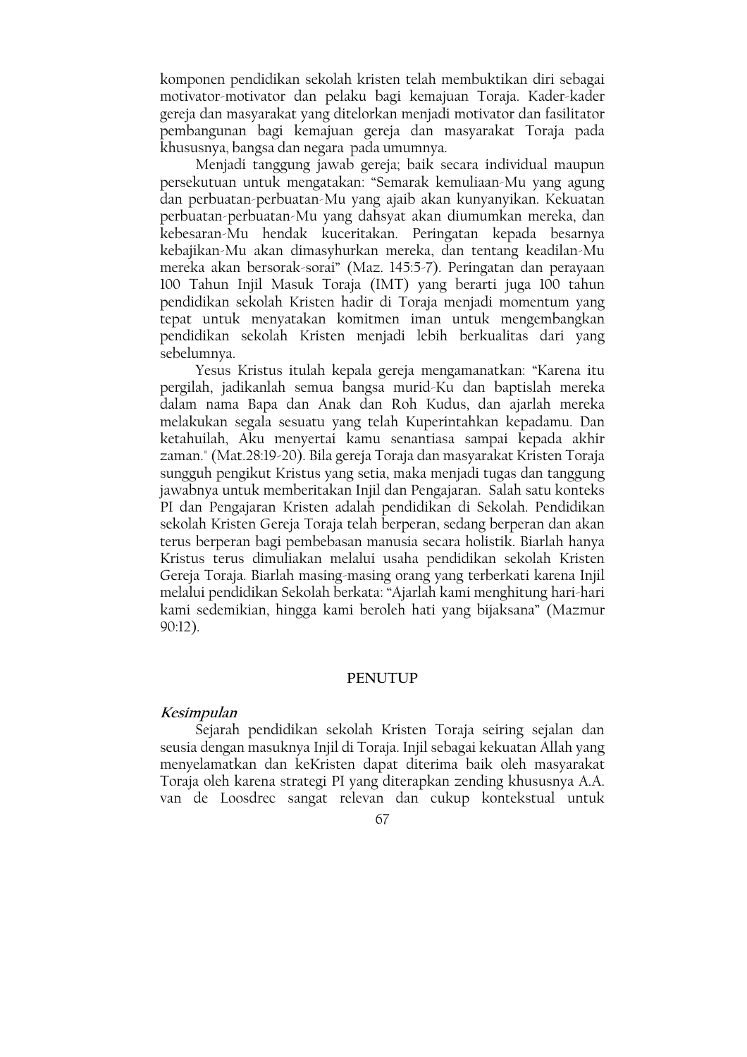komponen pendidikan sekolah kristen telah membuktikan diri sebagai motivator-motivator dan pelaku bagi kemajuan Toraja. Kader-kader gereja dan masyarakat yang ditelorkan menjadi motivator dan fasilitator pembangunan bagi kemajuan gereja dan masyarakat Toraja pada khususnya, bangsa dan negara pada umumnya.

Menjadi tanggung jawab gereja; baik secara individual maupun persekutuan untuk mengatakan: "Semarak kemuliaan-Mu yang agung dan perbuatan-perbuatan-Mu yang ajaib akan kunyanyikan. Kekuatan perbuatan-perbuatan-Mu yang dahsyat akan diumumkan mereka, dan kebesaran-Mu hendak kuceritakan. Peringatan kepada besarnya kebajikan-Mu akan dimasyhurkan mereka, dan tentang keadilan-Mu mereka akan bersorak-sorai" (Maz. 145:5-7). Peringatan dan perayaan 100 Tahun Injil Masuk Toraja (IMT) yang berarti juga 100 tahun pendidikan sekolah Kristen hadir di Toraja menjadi momentum yang tepat untuk menyatakan komitmen iman untuk mengembangkan pendidikan sekolah Kristen menjadi lebih berkualitas dari yang sebelumnya.

Yesus Kristus itulah kepala gereja mengamanatkan: "Karena itu pergilah, jadikanlah semua bangsa murid-Ku dan baptislah mereka dalam nama Bapa dan Anak dan Roh Kudus, dan ajarlah mereka melakukan segala sesuatu yang telah Kuperintahkan kepadamu. Dan ketahuilah, Aku menyertai kamu senantiasa sampai kepada akhir zaman." (Mat.28:19-20). Bila gereja Toraja dan masyarakat Kristen Toraja sungguh pengikut Kristus yang setia, maka menjadi tugas dan tanggung jawabnya untuk memberitakan Injil dan Pengajaran. Salah satu konteks PI dan Pengajaran Kristen adalah pendidikan di Sekolah. Pendidikan sekolah Kristen Gereja Toraja telah berperan, sedang berperan dan akan terus berperan bagi pembebasan manusia secara holistik. Biarlah hanya Kristus terus dimuliakan melalui usaha pendidikan sekolah Kristen Gereja Toraja. Biarlah masing-masing orang yang terberkati karena Injil melalui pendidikan Sekolah berkata: "Ajarlah kami menghitung hari-hari kami sedemikian, hingga kami beroleh hati yang bijaksana" (Mazmur 90:12).

## PENUTUP

### *Kesimpulan*

Sejarah pendidikan sekolah Kristen Toraja seiring sejalan dan seusia dengan masuknya Injil di Toraja. Injil sebagai kekuatan Allah yang menyelamatkan dan keKristen dapat diterima baik oleh masyarakat Toraja oleh karena strategi PI yang diterapkan zending khususnya A.A. van de Loosdrec sangat relevan dan cukup kontekstual untuk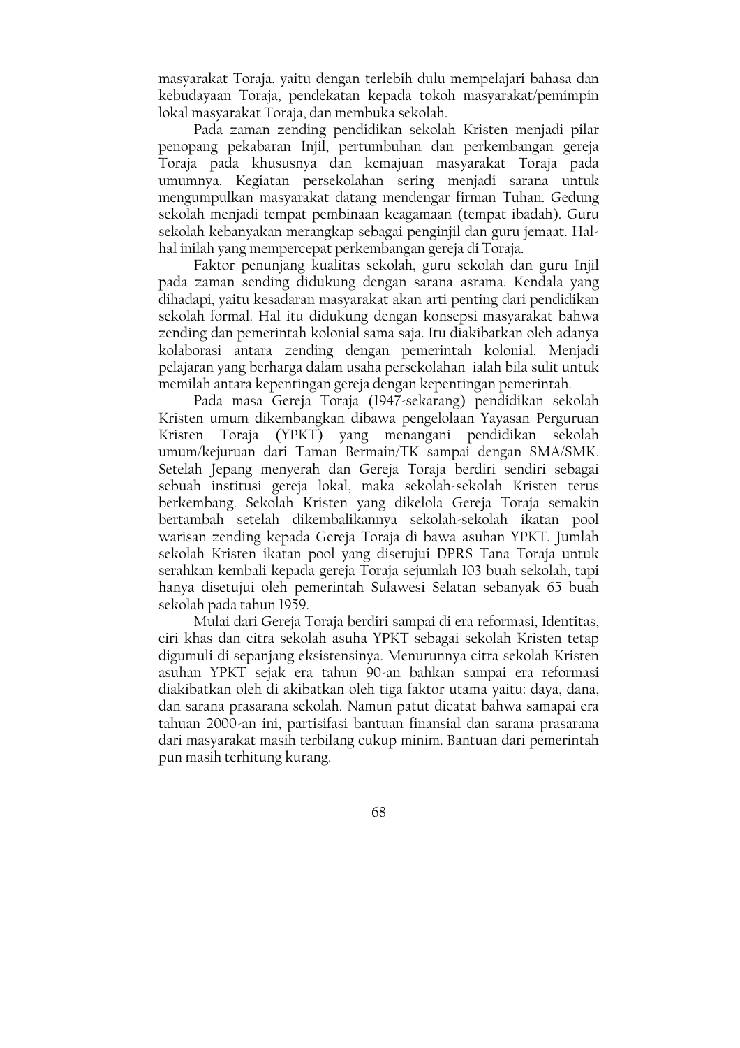masyarakat Toraja, yaitu dengan terlebih dulu mempelajari bahasa dan kebudayaan Toraja, pendekatan kepada tokoh masyarakat/pemimpin lokal masyarakat Toraja, dan membuka sekolah.

Pada zaman zending pendidikan sekolah Kristen menjadi pilar penopang pekabaran Injil, pertumbuhan dan perkembangan gereja Toraja pada khususnya dan kemajuan masyarakat Toraja pada umumnya. Kegiatan persekolahan sering menjadi sarana untuk mengumpulkan masyarakat datang mendengar firman Tuhan. Gedung sekolah menjadi tempat pembinaan keagamaan (tempat ibadah). Guru sekolah kebanyakan merangkap sebagai penginjil dan guru jemaat. Hal-hal inilah yang mempercepat perkembangan gereja di Toraja.

Faktor penunjang kualitas sekolah, guru sekolah dan guru Injil pada zaman sending didukung dengan sarana asrama. Kendala yang dihadapi, yaitu kesadaran masyarakat akan arti penting dari pendidikan sekolah formal. Hal itu didukung dengan konsepsi masyarakat bahwa zending dan pemerintah kolonial sama saja. Itu diakibatkan oleh adanya kolaborasi antara zending dengan pemerintah kolonial. Menjadi pelajaran yang berharga dalam usaha persekolahan ialah bila sulit untuk memilah antara kepentingan gereja dengan kepentingan pemerintah.

Pada masa Gereja Toraja (1947-sekarang) pendidikan sekolah Kristen umum dikembangkan dibawa pengelolaan Yayasan Perguruan Kristen Toraja (YPKT) yang menangani pendidikan sekolah umum/kejuruan dari Taman Bermain/TK sampai dengan SMA/SMK. Setelah Jepang menyerah dan Gereja Toraja berdiri sendiri sebagai sebuah institusi gereja lokal, maka sekolah-sekolah Kristen terus berkembang. Sekolah Kristen yang dikelola Gereja Toraja semakin bertambah setelah dikembalikannya sekolah-sekolah ikatan pool warisan zending kepada Gereja Toraja di bawa asuhan YPKT. Jumlah sekolah Kristen ikatan pool yang disetujui DPRS Tana Toraja untuk serahkan kembali kepada gereja Toraja sejumlah 103 buah sekolah, tapi hanya disetujui oleh pemerintah Sulawesi Selatan sebanyak 65 buah sekolah pada tahun 1959.

Mulai dari Gereja Toraja berdiri sampai di era reformasi, Identitas, ciri khas dan citra sekolah asuha YPKT sebagai sekolah Kristen tetap digumuli di sepanjang eksistensinya. Menurunnya citra sekolah Kristen asuhan YPKT sejak era tahun 90-an bahkan sampai era reformasi diakibatkan oleh di akibatkan oleh tiga faktor utama yaitu: daya, dana, dan sarana prasarana sekolah. Namun patut dicatat bahwa samapai era tahuan 2000-an ini, partisifasi bantuan finansial dan sarana prasarana dari masyarakat masih terbilang cukup minim. Bantuan dari pemerintah pun masih terhitung kurang.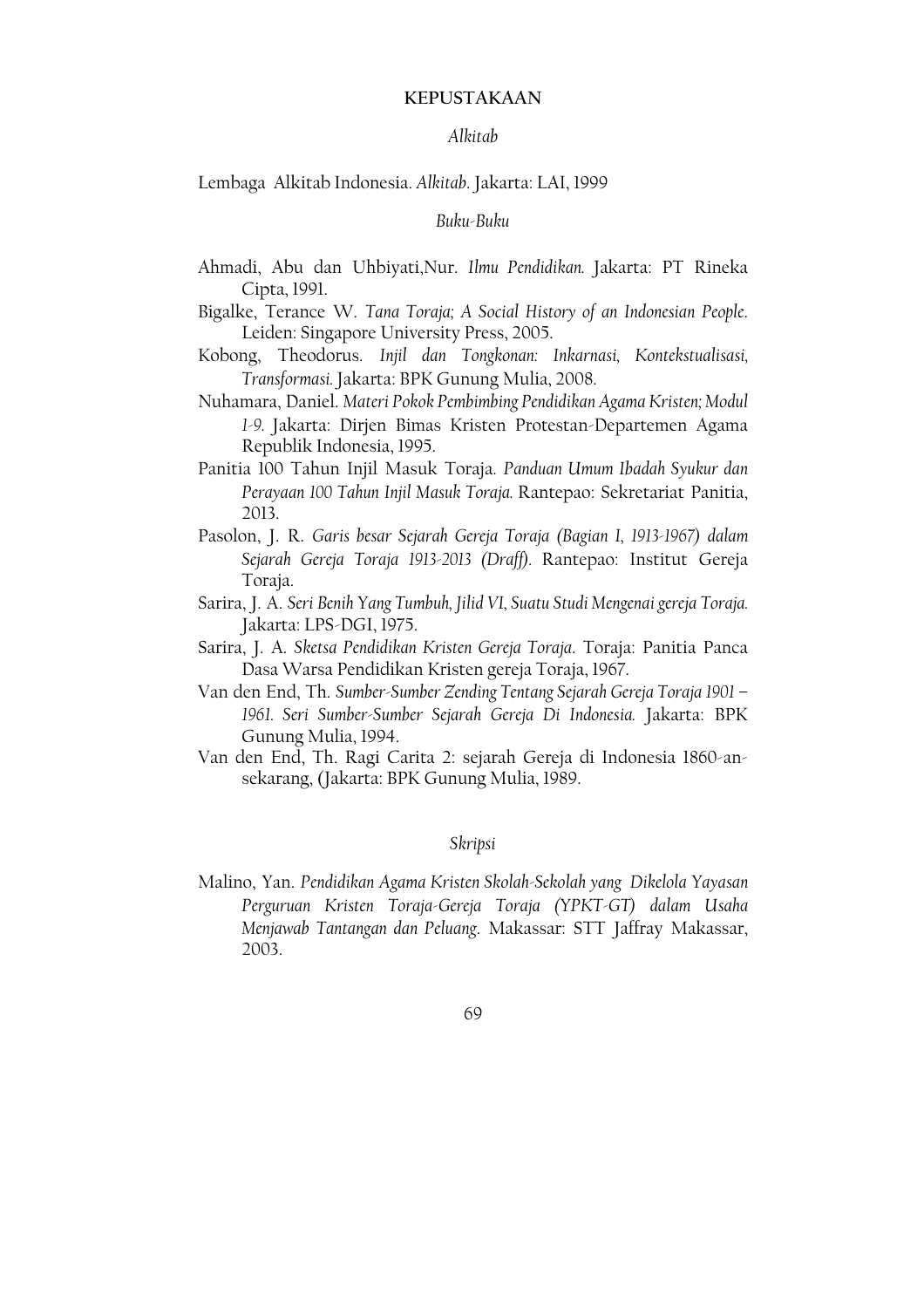# KEPUSTAKAAN

## *Alkitab*

Lembaga Alkitab Indonesia. *Alkitab*. Jakarta: LAI, 1999

## *Buku-Buku*

Ahmadi, Abu dan Uhbiyati,Nur. *Ilmu Pendidikan.* Jakarta: PT Rineka Cipta, 1991.

Bigalke, Terance W. *Tana Toraja; A Social History of an Indonesian People*. Leiden: Singapore University Press, 2005.

Kobong, Theodorus. *Injil dan Tongkonan: Inkarnasi, Kontekstualisasi, Transformasi.* Jakarta: BPK Gunung Mulia, 2008.

Nuhamara, Daniel. *Materi Pokok Pembimbing Pendidikan Agama Kristen; Modul 1-9.* Jakarta: Dirjen Bimas Kristen Protestan-Departemen Agama Republik Indonesia, 1995.

Panitia 100 Tahun Injil Masuk Toraja. *Panduan Umum Ibadah Syukur dan Perayaan 100 Tahun Injil Masuk Toraja.* Rantepao: Sekretariat Panitia, 2013.

Pasolon, J. R. *Garis besar Sejarah Gereja Toraja (Bagian I, 1913-1967) dalam Sejarah Gereja Toraja 1913-2013 (Draff).* Rantepao: Institut Gereja Toraja.

Sarira, J. A. *Seri Benih Yang Tumbuh, Jilid VI, Suatu Studi Mengenai gereja Toraja.* Jakarta: LPS-DGI, 1975.

Sarira, J. A. *Sketsa Pendidikan Kristen Gereja Toraja*. Toraja: Panitia Panca Dasa Warsa Pendidikan Kristen gereja Toraja, 1967.

Van den End, Th. *Sumber-Sumber Zending Tentang Sejarah Gereja Toraja 1901 – 1961. Seri Sumber-Sumber Sejarah Gereja Di Indonesia.* Jakarta: BPK Gunung Mulia, 1994.

Van den End, Th. Ragi Carita 2: sejarah Gereja di Indonesia 1860-an-sekarang, (Jakarta: BPK Gunung Mulia, 1989.

## *Skripsi*

Malino, Yan. *Pendidikan Agama Kristen Skolah-Sekolah yang Dikelola Yayasan Perguruan Kristen Toraja-Gereja Toraja (YPKT-GT) dalam Usaha Menjawab Tantangan dan Peluang*. Makassar: STT Jaffray Makassar, 2003.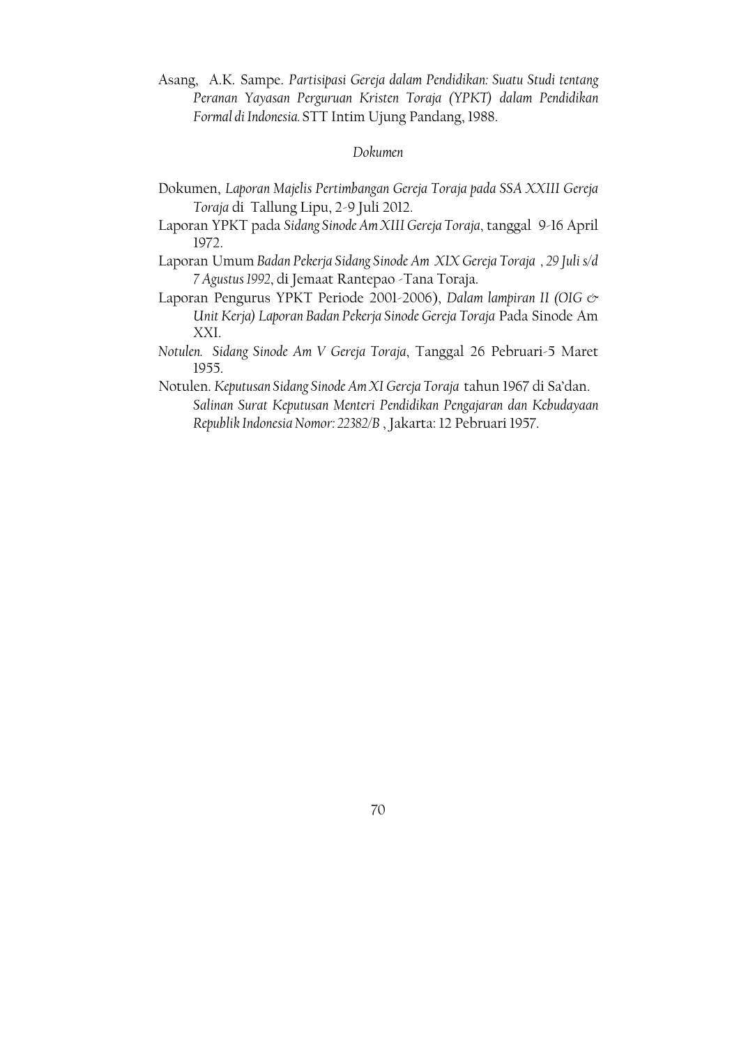Asang, A.K. Sampe. *Partisipasi Gereja dalam Pendidikan: Suatu Studi tentang Peranan Yayasan Perguruan Kristen Toraja (YPKT) dalam Pendidikan Formal di Indonesia.* STT Intim Ujung Pandang, 1988.

*Dokumen*

Dokumen, *Laporan Majelis Pertimbangan Gereja Toraja pada SSA XXIII Gereja Toraja* di Tallung Lipu, 2-9 Juli 2012.

Laporan YPKT pada *Sidang Sinode Am XIII Gereja Toraja*, tanggal 9-16 April 1972.

Laporan Umum *Badan Pekerja Sidang Sinode Am XIX Gereja Toraja , 29 Juli s/d 7 Agustus 1992*, di Jemaat Rantepao -Tana Toraja.

Laporan Pengurus YPKT Periode 2001-2006), *Dalam lampiran II (OIG & Unit Kerja) Laporan Badan Pekerja Sinode Gereja Toraja* Pada Sinode Am XXI.

*Notulen. Sidang Sinode Am V Gereja Toraja*, Tanggal 26 Pebruari-5 Maret 1955.

Notulen. *Keputusan Sidang Sinode Am XI Gereja Toraja* tahun 1967 di Sa'dan.

*Salinan Surat Keputusan Menteri Pendidikan Pengajaran dan Kebudayaan Republik Indonesia Nomor: 22382/B* , Jakarta: 12 Pebruari 1957.